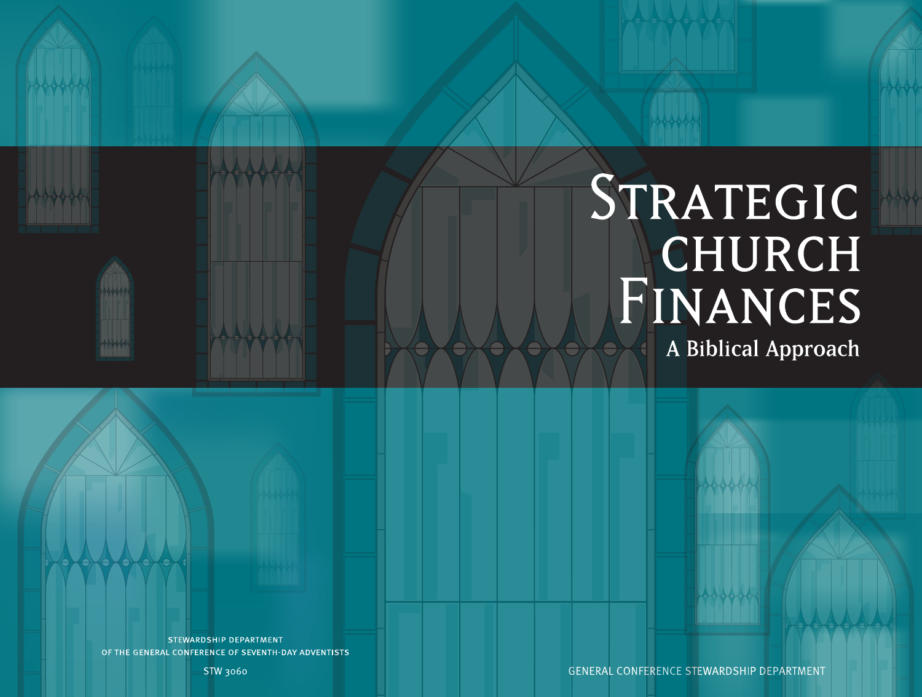# Strategic Church Finances

## A Biblical Approach

STEWARDSHIP DEPARTMENT
OF THE GENERAL CONFERENCE OF SEVENTH-DAY ADVENTISTS

STW 3060

GENERAL CONFERENCE STEWARDSHIP DEPARTMENT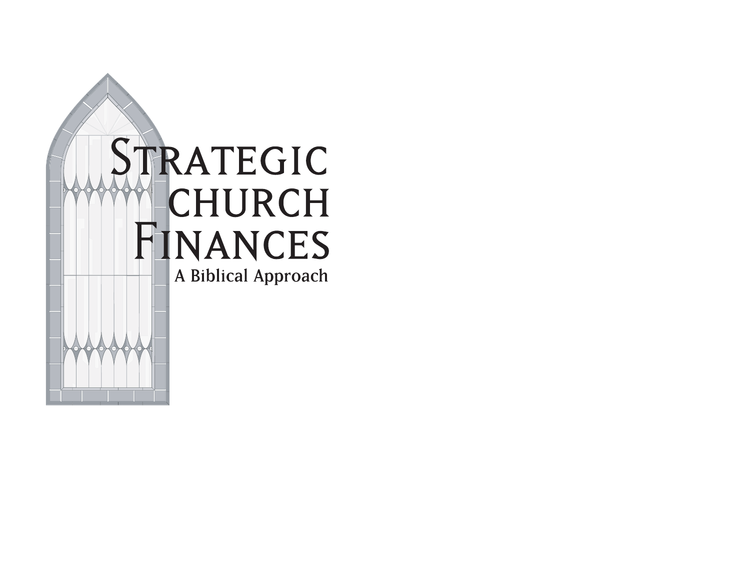# Strategic Church Finances

A Biblical Approach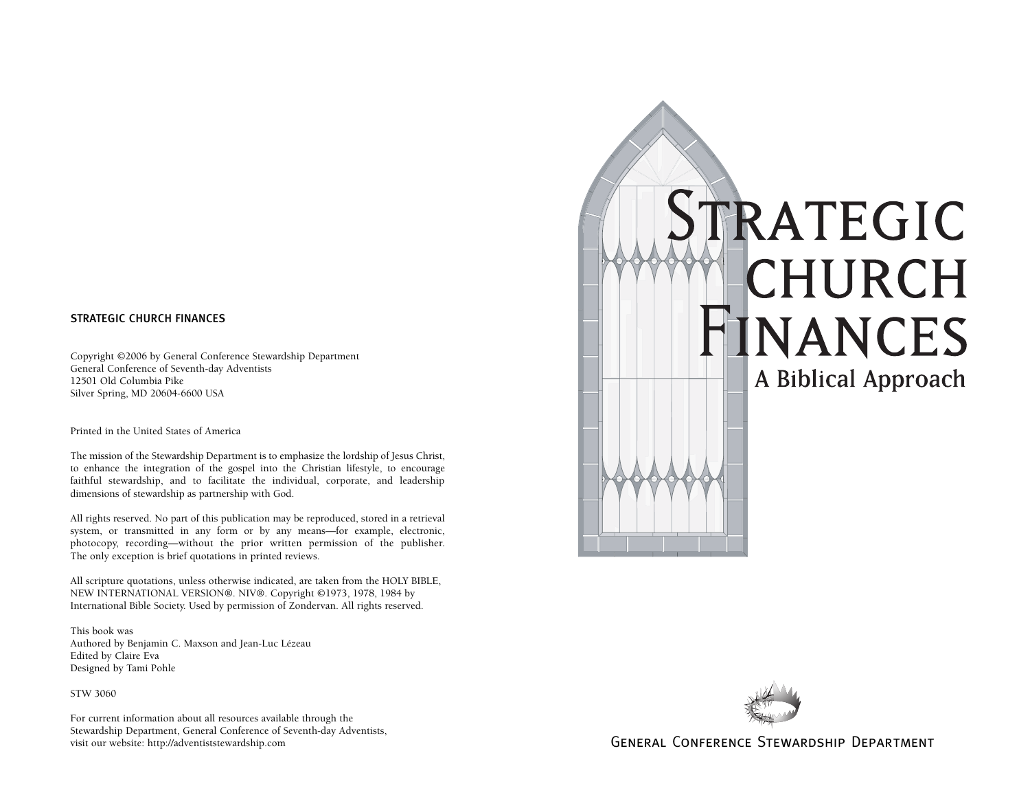STRATEGIC CHURCH FINANCES

Copyright ©2006 by General Conference Stewardship Department
General Conference of Seventh-day Adventists
12501 Old Columbia Pike
Silver Spring, MD 20604-6600 USA

Printed in the United States of America

The mission of the Stewardship Department is to emphasize the lordship of Jesus Christ, to enhance the integration of the gospel into the Christian lifestyle, to encourage faithful stewardship, and to facilitate the individual, corporate, and leadership dimensions of stewardship as partnership with God.

All rights reserved. No part of this publication may be reproduced, stored in a retrieval system, or transmitted in any form or by any means—for example, electronic, photocopy, recording—without the prior written permission of the publisher. The only exception is brief quotations in printed reviews.

All scripture quotations, unless otherwise indicated, are taken from the HOLY BIBLE, NEW INTERNATIONAL VERSION®. NIV®. Copyright ©1973, 1978, 1984 by International Bible Society. Used by permission of Zondervan. All rights reserved.

This book was
Authored by Benjamin C. Maxson and Jean-Luc Lézeau
Edited by Claire Eva
Designed by Tami Pohle

STW 3060

For current information about all resources available through the Stewardship Department, General Conference of Seventh-day Adventists, visit our website: http://adventiststewardship.com

# Strategic Church Finances

## A Biblical Approach

General Conference Stewardship Department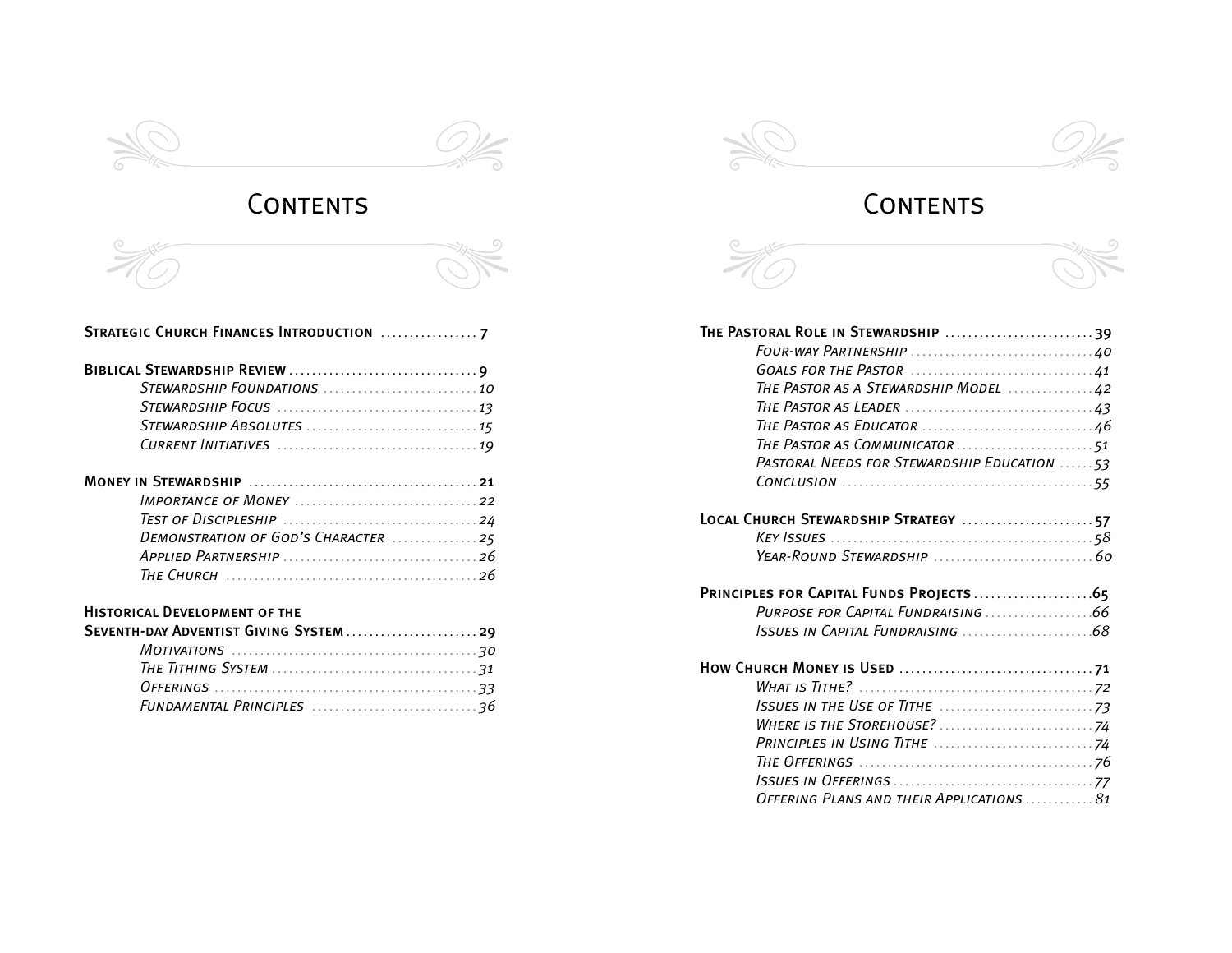# Contents

**Strategic Church Finances Introduction** ................ 7

**Biblical Stewardship Review** ................................ 9

- *Stewardship Foundations* ........................... 10
- *Stewardship Focus* ................................... 13
- *Stewardship Absolutes* .............................. 15
- *Current Initiatives* .................................. 19

**Money in Stewardship** ....................................... 21

- *Importance of Money* ................................ 22
- *Test of Discipleship* ................................. 24
- *Demonstration of God's Character* ............... 25
- *Applied Partnership* .................................. 26
- *The Church* ............................................ 26

**Historical Development of the Seventh-day Adventist Giving System** ...................... 29

- *Motivations* ........................................... 30
- *The Tithing System* .................................... 31
- *Offerings* ............................................. 33
- *Fundamental Principles* ............................. 36

# Contents

**The Pastoral Role in Stewardship** ......................... 39

- *Four-way Partnership* ................................ 40
- *Goals for the Pastor* ................................ 41
- *The Pastor as a Stewardship Model* ............... 42
- *The Pastor as Leader* ................................ 43
- *The Pastor as Educator* .............................. 46
- *The Pastor as Communicator* ........................ 51
- *Pastoral Needs for Stewardship Education* ...... 53
- *Conclusion* ............................................ 55

**Local Church Stewardship Strategy** ...................... 57

- *Key Issues* ............................................. 58
- *Year-Round Stewardship* ............................ 60

**Principles for Capital Funds Projects** .................... 65

- *Purpose for Capital Fundraising* .................. 66
- *Issues in Capital Fundraising* ...................... 68

**How Church Money is Used** ................................ 71

- *What is Tithe?* ........................................ 72
- *Issues in the Use of Tithe* .......................... 73
- *Where is the Storehouse?* ........................... 74
- *Principles in Using Tithe* ........................... 74
- *The Offerings* ......................................... 76
- *Issues in Offerings* ................................... 77
- *Offering Plans and their Applications* ............ 81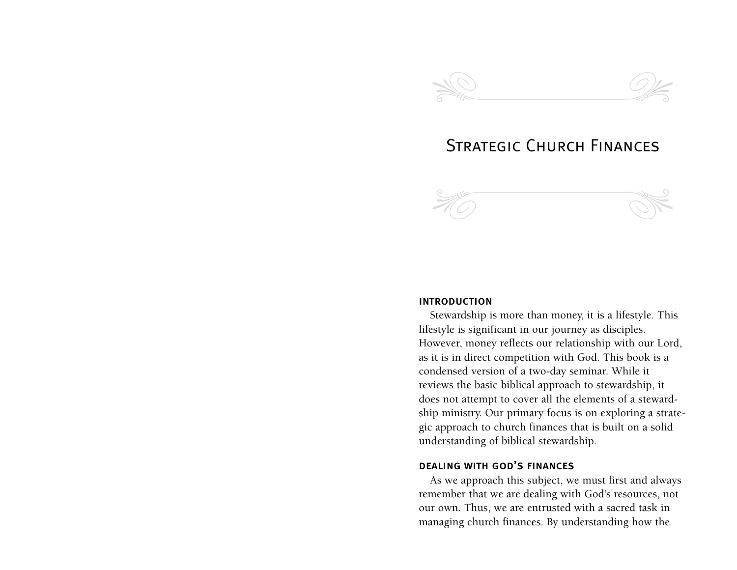# Strategic Church Finances

## introduction

Stewardship is more than money, it is a lifestyle. This lifestyle is significant in our journey as disciples. However, money reflects our relationship with our Lord, as it is in direct competition with God. This book is a condensed version of a two-day seminar. While it reviews the basic biblical approach to stewardship, it does not attempt to cover all the elements of a stewardship ministry. Our primary focus is on exploring a strategic approach to church finances that is built on a solid understanding of biblical stewardship.

## dealing with god's finances

As we approach this subject, we must first and always remember that we are dealing with God's resources, not our own. Thus, we are entrusted with a sacred task in managing church finances. By understanding how the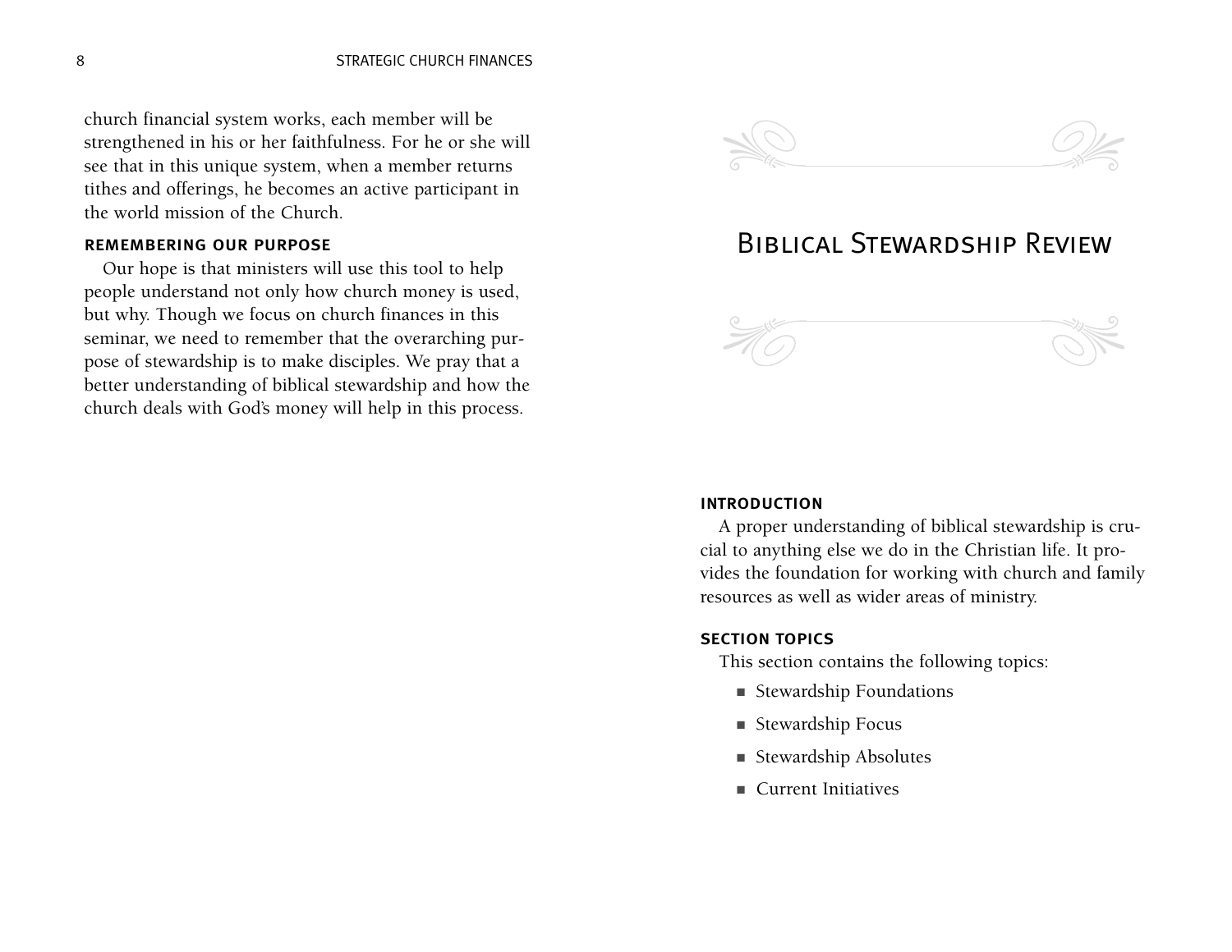church financial system works, each member will be strengthened in his or her faithfulness. For he or she will see that in this unique system, when a member returns tithes and offerings, he becomes an active participant in the world mission of the Church.

### REMEMBERING OUR PURPOSE

Our hope is that ministers will use this tool to help people understand not only how church money is used, but why. Though we focus on church finances in this seminar, we need to remember that the overarching purpose of stewardship is to make disciples. We pray that a better understanding of biblical stewardship and how the church deals with God's money will help in this process.

# Biblical Stewardship Review

### INTRODUCTION

A proper understanding of biblical stewardship is crucial to anything else we do in the Christian life. It provides the foundation for working with church and family resources as well as wider areas of ministry.

### SECTION TOPICS

This section contains the following topics:

- Stewardship Foundations
- Stewardship Focus
- Stewardship Absolutes
- Current Initiatives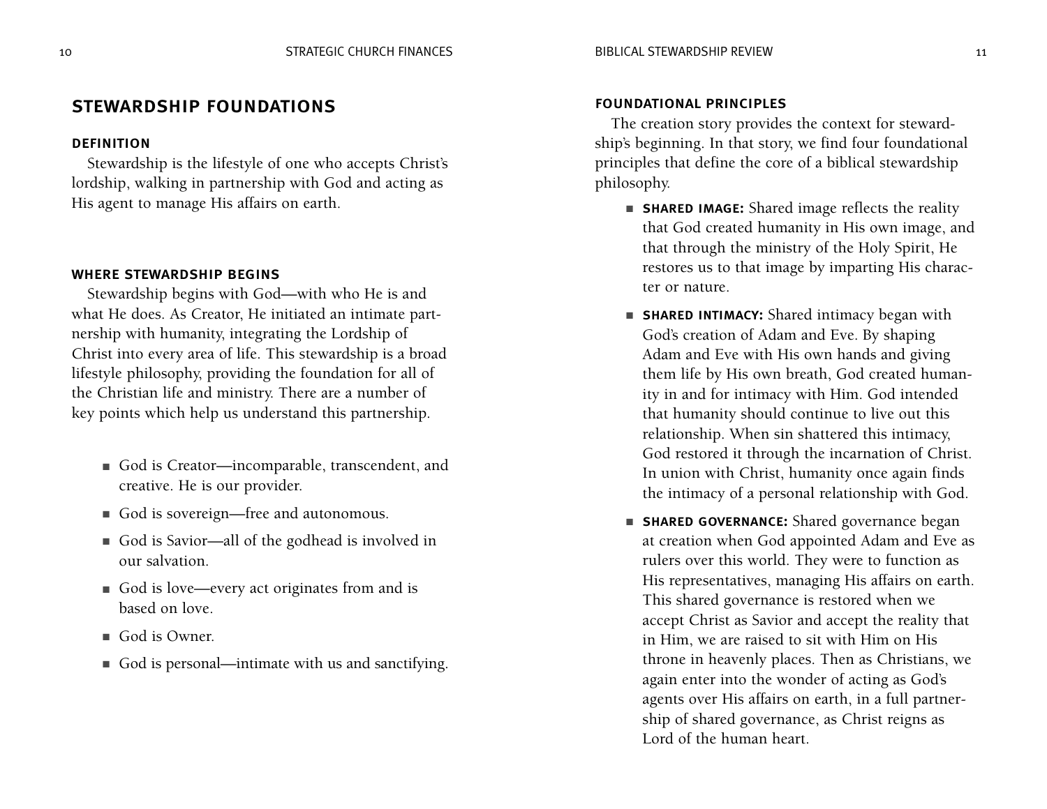## STEWARDSHIP FOUNDATIONS

### DEFINITION

Stewardship is the lifestyle of one who accepts Christ's lordship, walking in partnership with God and acting as His agent to manage His affairs on earth.

### WHERE STEWARDSHIP BEGINS

Stewardship begins with God—with who He is and what He does. As Creator, He initiated an intimate partnership with humanity, integrating the Lordship of Christ into every area of life. This stewardship is a broad lifestyle philosophy, providing the foundation for all of the Christian life and ministry. There are a number of key points which help us understand this partnership.

- God is Creator—incomparable, transcendent, and creative. He is our provider.
- God is sovereign—free and autonomous.
- God is Savior—all of the godhead is involved in our salvation.
- God is love—every act originates from and is based on love.
- God is Owner.
- God is personal—intimate with us and sanctifying.

### FOUNDATIONAL PRINCIPLES

The creation story provides the context for stewardship's beginning. In that story, we find four foundational principles that define the core of a biblical stewardship philosophy.

- **SHARED IMAGE:** Shared image reflects the reality that God created humanity in His own image, and that through the ministry of the Holy Spirit, He restores us to that image by imparting His character or nature.
- **SHARED INTIMACY:** Shared intimacy began with God's creation of Adam and Eve. By shaping Adam and Eve with His own hands and giving them life by His own breath, God created humanity in and for intimacy with Him. God intended that humanity should continue to live out this relationship. When sin shattered this intimacy, God restored it through the incarnation of Christ. In union with Christ, humanity once again finds the intimacy of a personal relationship with God.
- **SHARED GOVERNANCE:** Shared governance began at creation when God appointed Adam and Eve as rulers over this world. They were to function as His representatives, managing His affairs on earth. This shared governance is restored when we accept Christ as Savior and accept the reality that in Him, we are raised to sit with Him on His throne in heavenly places. Then as Christians, we again enter into the wonder of acting as God's agents over His affairs on earth, in a full partnership of shared governance, as Christ reigns as Lord of the human heart.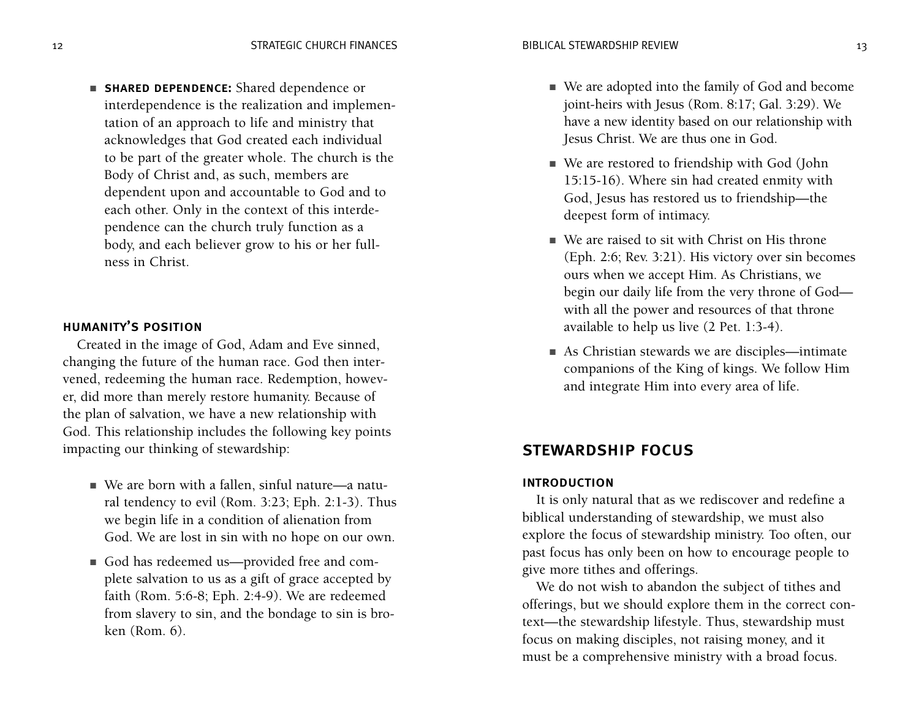- **SHARED DEPENDENCE:** Shared dependence or interdependence is the realization and implementation of an approach to life and ministry that acknowledges that God created each individual to be part of the greater whole. The church is the Body of Christ and, as such, members are dependent upon and accountable to God and to each other. Only in the context of this interdependence can the church truly function as a body, and each believer grow to his or her fullness in Christ.

### HUMANITY'S POSITION

Created in the image of God, Adam and Eve sinned, changing the future of the human race. God then intervened, redeeming the human race. Redemption, however, did more than merely restore humanity. Because of the plan of salvation, we have a new relationship with God. This relationship includes the following key points impacting our thinking of stewardship:

- We are born with a fallen, sinful nature—a natural tendency to evil (Rom. 3:23; Eph. 2:1-3). Thus we begin life in a condition of alienation from God. We are lost in sin with no hope on our own.
- God has redeemed us—provided free and complete salvation to us as a gift of grace accepted by faith (Rom. 5:6-8; Eph. 2:4-9). We are redeemed from slavery to sin, and the bondage to sin is broken (Rom. 6).
- We are adopted into the family of God and become joint-heirs with Jesus (Rom. 8:17; Gal. 3:29). We have a new identity based on our relationship with Jesus Christ. We are thus one in God.
- We are restored to friendship with God (John 15:15-16). Where sin had created enmity with God, Jesus has restored us to friendship—the deepest form of intimacy.
- We are raised to sit with Christ on His throne (Eph. 2:6; Rev. 3:21). His victory over sin becomes ours when we accept Him. As Christians, we begin our daily life from the very throne of God—with all the power and resources of that throne available to help us live (2 Pet. 1:3-4).
- As Christian stewards we are disciples—intimate companions of the King of kings. We follow Him and integrate Him into every area of life.

## STEWARDSHIP FOCUS

### INTRODUCTION

It is only natural that as we rediscover and redefine a biblical understanding of stewardship, we must also explore the focus of stewardship ministry. Too often, our past focus has only been on how to encourage people to give more tithes and offerings.

We do not wish to abandon the subject of tithes and offerings, but we should explore them in the correct context—the stewardship lifestyle. Thus, stewardship must focus on making disciples, not raising money, and it must be a comprehensive ministry with a broad focus.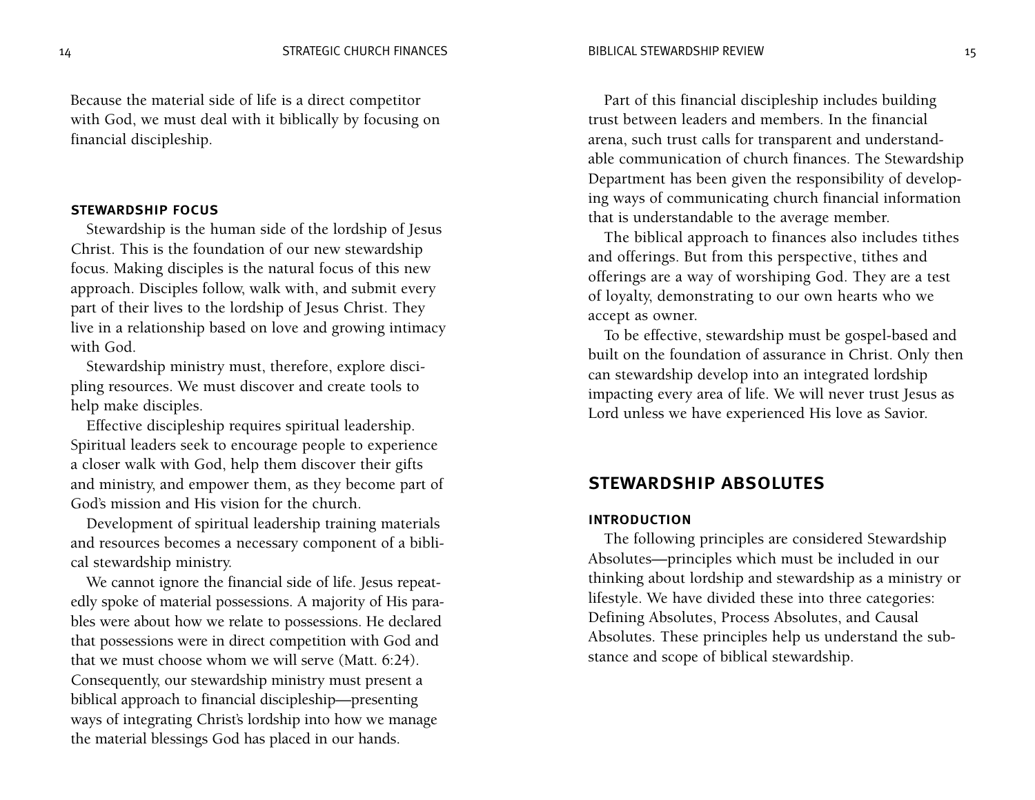Because the material side of life is a direct competitor with God, we must deal with it biblically by focusing on financial discipleship.

### STEWARDSHIP FOCUS

Stewardship is the human side of the lordship of Jesus Christ. This is the foundation of our new stewardship focus. Making disciples is the natural focus of this new approach. Disciples follow, walk with, and submit every part of their lives to the lordship of Jesus Christ. They live in a relationship based on love and growing intimacy with God.

Stewardship ministry must, therefore, explore discipling resources. We must discover and create tools to help make disciples.

Effective discipleship requires spiritual leadership. Spiritual leaders seek to encourage people to experience a closer walk with God, help them discover their gifts and ministry, and empower them, as they become part of God's mission and His vision for the church.

Development of spiritual leadership training materials and resources becomes a necessary component of a biblical stewardship ministry.

We cannot ignore the financial side of life. Jesus repeatedly spoke of material possessions. A majority of His parables were about how we relate to possessions. He declared that possessions were in direct competition with God and that we must choose whom we will serve (Matt. 6:24). Consequently, our stewardship ministry must present a biblical approach to financial discipleship—presenting ways of integrating Christ's lordship into how we manage the material blessings God has placed in our hands.

Part of this financial discipleship includes building trust between leaders and members. In the financial arena, such trust calls for transparent and understandable communication of church finances. The Stewardship Department has been given the responsibility of developing ways of communicating church financial information that is understandable to the average member.

The biblical approach to finances also includes tithes and offerings. But from this perspective, tithes and offerings are a way of worshiping God. They are a test of loyalty, demonstrating to our own hearts who we accept as owner.

To be effective, stewardship must be gospel-based and built on the foundation of assurance in Christ. Only then can stewardship develop into an integrated lordship impacting every area of life. We will never trust Jesus as Lord unless we have experienced His love as Savior.

## STEWARDSHIP ABSOLUTES

### INTRODUCTION

The following principles are considered Stewardship Absolutes—principles which must be included in our thinking about lordship and stewardship as a ministry or lifestyle. We have divided these into three categories: Defining Absolutes, Process Absolutes, and Causal Absolutes. These principles help us understand the substance and scope of biblical stewardship.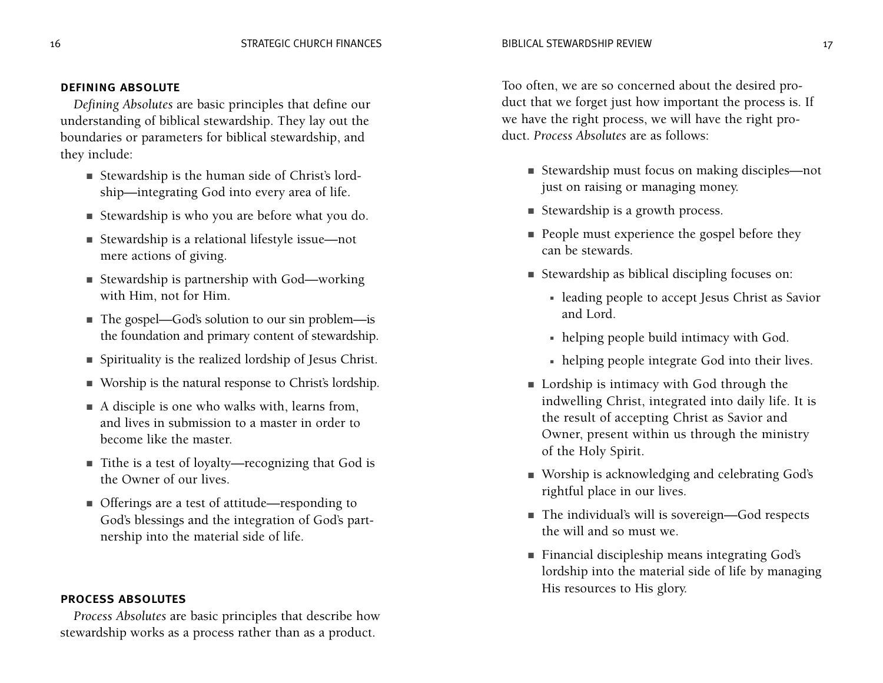## DEFINING ABSOLUTE

*Defining Absolutes* are basic principles that define our understanding of biblical stewardship. They lay out the boundaries or parameters for biblical stewardship, and they include:

- Stewardship is the human side of Christ's lordship—integrating God into every area of life.
- Stewardship is who you are before what you do.
- Stewardship is a relational lifestyle issue—not mere actions of giving.
- Stewardship is partnership with God—working with Him, not for Him.
- The gospel—God's solution to our sin problem—is the foundation and primary content of stewardship.
- Spirituality is the realized lordship of Jesus Christ.
- Worship is the natural response to Christ's lordship.
- A disciple is one who walks with, learns from, and lives in submission to a master in order to become like the master.
- Tithe is a test of loyalty—recognizing that God is the Owner of our lives.
- Offerings are a test of attitude—responding to God's blessings and the integration of God's partnership into the material side of life.

## PROCESS ABSOLUTES

*Process Absolutes* are basic principles that describe how stewardship works as a process rather than as a product. Too often, we are so concerned about the desired product that we forget just how important the process is. If we have the right process, we will have the right product. *Process Absolutes* are as follows:

- Stewardship must focus on making disciples—not just on raising or managing money.
- Stewardship is a growth process.
- People must experience the gospel before they can be stewards.
- Stewardship as biblical discipling focuses on:
  - leading people to accept Jesus Christ as Savior and Lord.
  - helping people build intimacy with God.
  - helping people integrate God into their lives.
- Lordship is intimacy with God through the indwelling Christ, integrated into daily life. It is the result of accepting Christ as Savior and Owner, present within us through the ministry of the Holy Spirit.
- Worship is acknowledging and celebrating God's rightful place in our lives.
- The individual's will is sovereign—God respects the will and so must we.
- Financial discipleship means integrating God's lordship into the material side of life by managing His resources to His glory.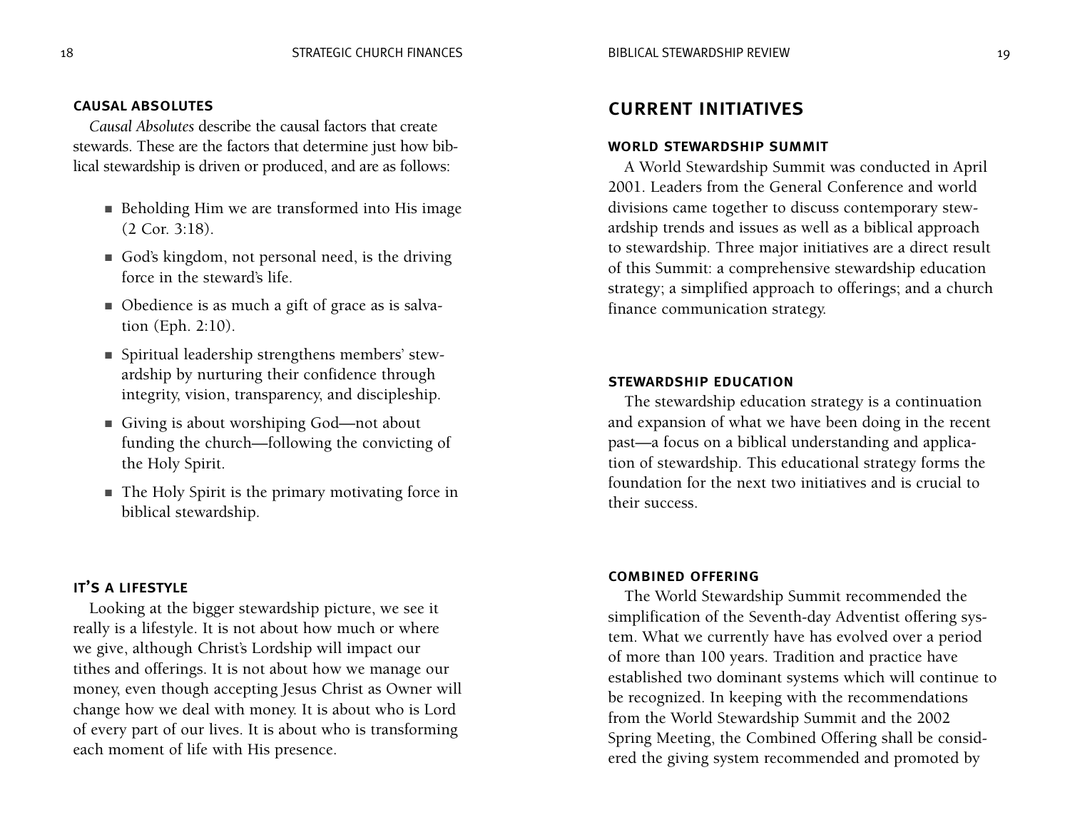### CAUSAL ABSOLUTES

*Causal Absolutes* describe the causal factors that create stewards. These are the factors that determine just how biblical stewardship is driven or produced, and are as follows:

- Beholding Him we are transformed into His image (2 Cor. 3:18).
- God's kingdom, not personal need, is the driving force in the steward's life.
- Obedience is as much a gift of grace as is salvation (Eph. 2:10).
- Spiritual leadership strengthens members' stewardship by nurturing their confidence through integrity, vision, transparency, and discipleship.
- Giving is about worshiping God—not about funding the church—following the convicting of the Holy Spirit.
- The Holy Spirit is the primary motivating force in biblical stewardship.

### IT'S A LIFESTYLE

Looking at the bigger stewardship picture, we see it really is a lifestyle. It is not about how much or where we give, although Christ's Lordship will impact our tithes and offerings. It is not about how we manage our money, even though accepting Jesus Christ as Owner will change how we deal with money. It is about who is Lord of every part of our lives. It is about who is transforming each moment of life with His presence.

## CURRENT INITIATIVES

### WORLD STEWARDSHIP SUMMIT

A World Stewardship Summit was conducted in April 2001. Leaders from the General Conference and world divisions came together to discuss contemporary stewardship trends and issues as well as a biblical approach to stewardship. Three major initiatives are a direct result of this Summit: a comprehensive stewardship education strategy; a simplified approach to offerings; and a church finance communication strategy.

### STEWARDSHIP EDUCATION

The stewardship education strategy is a continuation and expansion of what we have been doing in the recent past—a focus on a biblical understanding and application of stewardship. This educational strategy forms the foundation for the next two initiatives and is crucial to their success.

### COMBINED OFFERING

The World Stewardship Summit recommended the simplification of the Seventh-day Adventist offering system. What we currently have has evolved over a period of more than 100 years. Tradition and practice have established two dominant systems which will continue to be recognized. In keeping with the recommendations from the World Stewardship Summit and the 2002 Spring Meeting, the Combined Offering shall be considered the giving system recommended and promoted by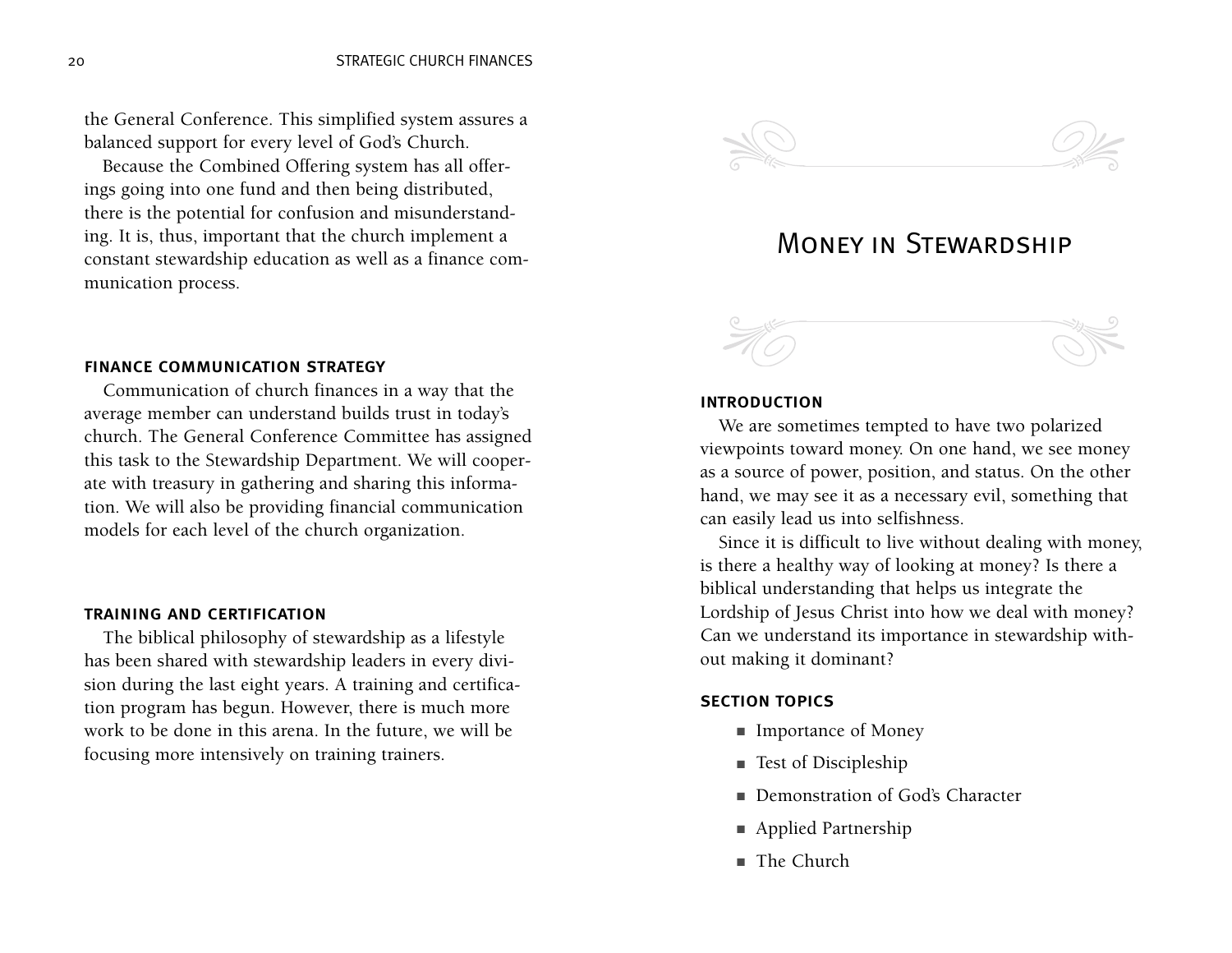the General Conference. This simplified system assures a balanced support for every level of God's Church.

Because the Combined Offering system has all offerings going into one fund and then being distributed, there is the potential for confusion and misunderstanding. It is, thus, important that the church implement a constant stewardship education as well as a finance communication process.

### FINANCE COMMUNICATION STRATEGY

Communication of church finances in a way that the average member can understand builds trust in today's church. The General Conference Committee has assigned this task to the Stewardship Department. We will cooperate with treasury in gathering and sharing this information. We will also be providing financial communication models for each level of the church organization.

### TRAINING AND CERTIFICATION

The biblical philosophy of stewardship as a lifestyle has been shared with stewardship leaders in every division during the last eight years. A training and certification program has begun. However, there is much more work to be done in this arena. In the future, we will be focusing more intensively on training trainers.

# Money in Stewardship

### INTRODUCTION

We are sometimes tempted to have two polarized viewpoints toward money. On one hand, we see money as a source of power, position, and status. On the other hand, we may see it as a necessary evil, something that can easily lead us into selfishness.

Since it is difficult to live without dealing with money, is there a healthy way of looking at money? Is there a biblical understanding that helps us integrate the Lordship of Jesus Christ into how we deal with money? Can we understand its importance in stewardship without making it dominant?

### SECTION TOPICS

- Importance of Money
- Test of Discipleship
- Demonstration of God's Character
- Applied Partnership
- The Church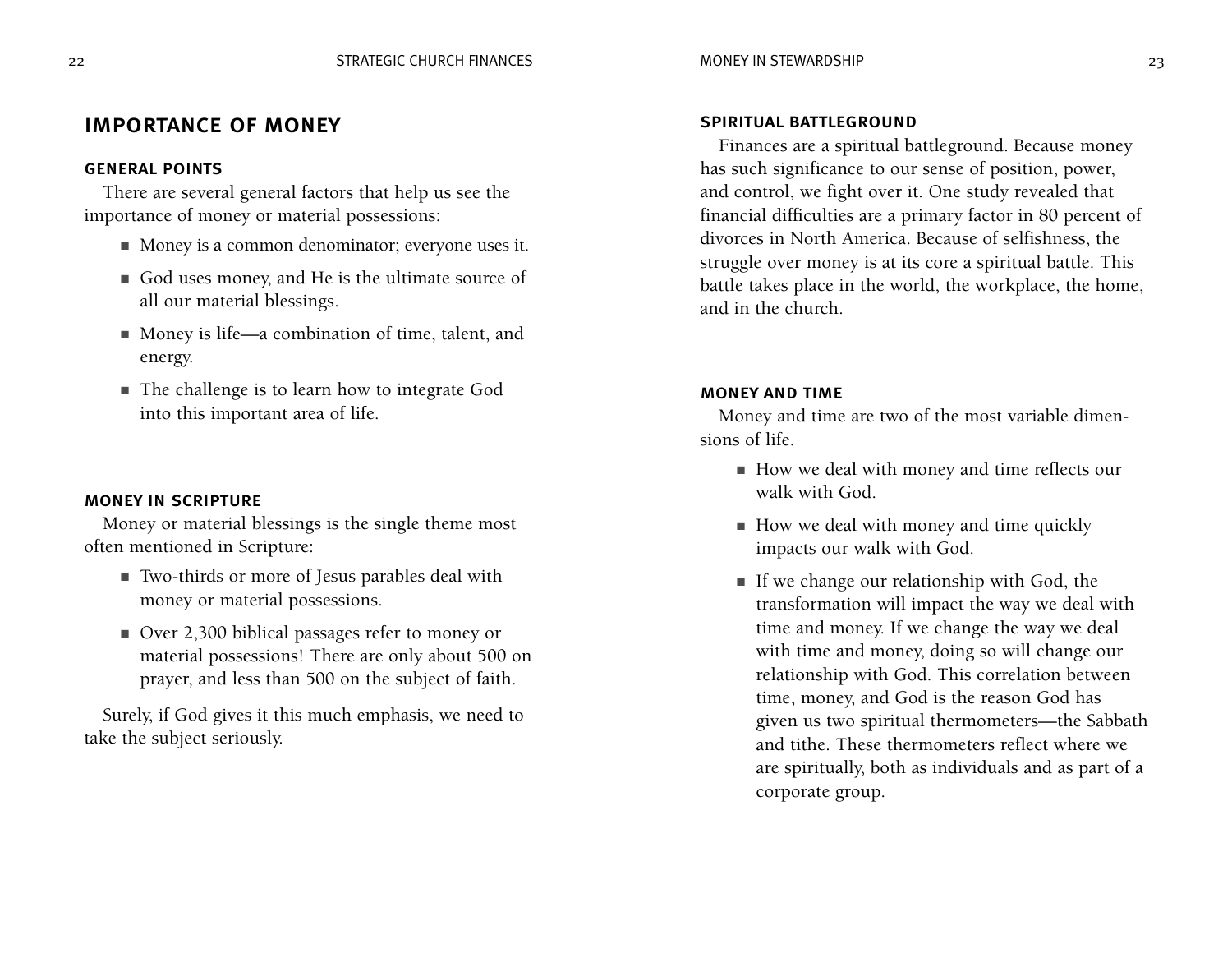## IMPORTANCE OF MONEY

### GENERAL POINTS

There are several general factors that help us see the importance of money or material possessions:

- Money is a common denominator; everyone uses it.
- God uses money, and He is the ultimate source of all our material blessings.
- Money is life—a combination of time, talent, and energy.
- The challenge is to learn how to integrate God into this important area of life.

### MONEY IN SCRIPTURE

Money or material blessings is the single theme most often mentioned in Scripture:

- Two-thirds or more of Jesus parables deal with money or material possessions.
- Over 2,300 biblical passages refer to money or material possessions! There are only about 500 on prayer, and less than 500 on the subject of faith.

Surely, if God gives it this much emphasis, we need to take the subject seriously.

### SPIRITUAL BATTLEGROUND

Finances are a spiritual battleground. Because money has such significance to our sense of position, power, and control, we fight over it. One study revealed that financial difficulties are a primary factor in 80 percent of divorces in North America. Because of selfishness, the struggle over money is at its core a spiritual battle. This battle takes place in the world, the workplace, the home, and in the church.

### MONEY AND TIME

Money and time are two of the most variable dimensions of life.

- How we deal with money and time reflects our walk with God.
- How we deal with money and time quickly impacts our walk with God.
- If we change our relationship with God, the transformation will impact the way we deal with time and money. If we change the way we deal with time and money, doing so will change our relationship with God. This correlation between time, money, and God is the reason God has given us two spiritual thermometers—the Sabbath and tithe. These thermometers reflect where we are spiritually, both as individuals and as part of a corporate group.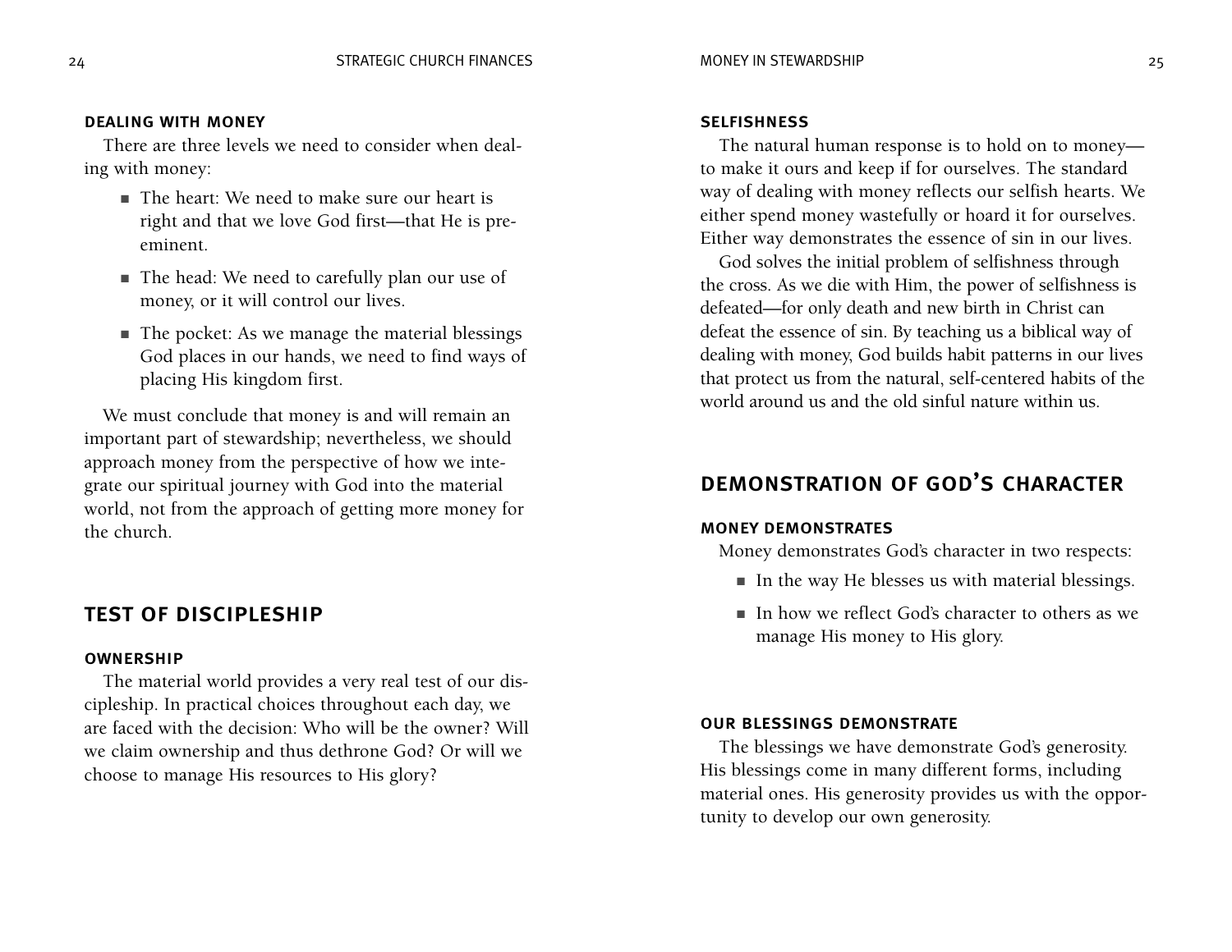### DEALING WITH MONEY

There are three levels we need to consider when dealing with money:

- The heart: We need to make sure our heart is right and that we love God first—that He is preeminent.
- The head: We need to carefully plan our use of money, or it will control our lives.
- The pocket: As we manage the material blessings God places in our hands, we need to find ways of placing His kingdom first.

We must conclude that money is and will remain an important part of stewardship; nevertheless, we should approach money from the perspective of how we integrate our spiritual journey with God into the material world, not from the approach of getting more money for the church.

## TEST OF DISCIPLESHIP

### OWNERSHIP

The material world provides a very real test of our discipleship. In practical choices throughout each day, we are faced with the decision: Who will be the owner? Will we claim ownership and thus dethrone God? Or will we choose to manage His resources to His glory?

### SELFISHNESS

The natural human response is to hold on to money—to make it ours and keep if for ourselves. The standard way of dealing with money reflects our selfish hearts. We either spend money wastefully or hoard it for ourselves. Either way demonstrates the essence of sin in our lives.

God solves the initial problem of selfishness through the cross. As we die with Him, the power of selfishness is defeated—for only death and new birth in Christ can defeat the essence of sin. By teaching us a biblical way of dealing with money, God builds habit patterns in our lives that protect us from the natural, self-centered habits of the world around us and the old sinful nature within us.

## DEMONSTRATION OF GOD'S CHARACTER

### MONEY DEMONSTRATES

Money demonstrates God's character in two respects:

- In the way He blesses us with material blessings.
- In how we reflect God's character to others as we manage His money to His glory.

### OUR BLESSINGS DEMONSTRATE

The blessings we have demonstrate God's generosity. His blessings come in many different forms, including material ones. His generosity provides us with the opportunity to develop our own generosity.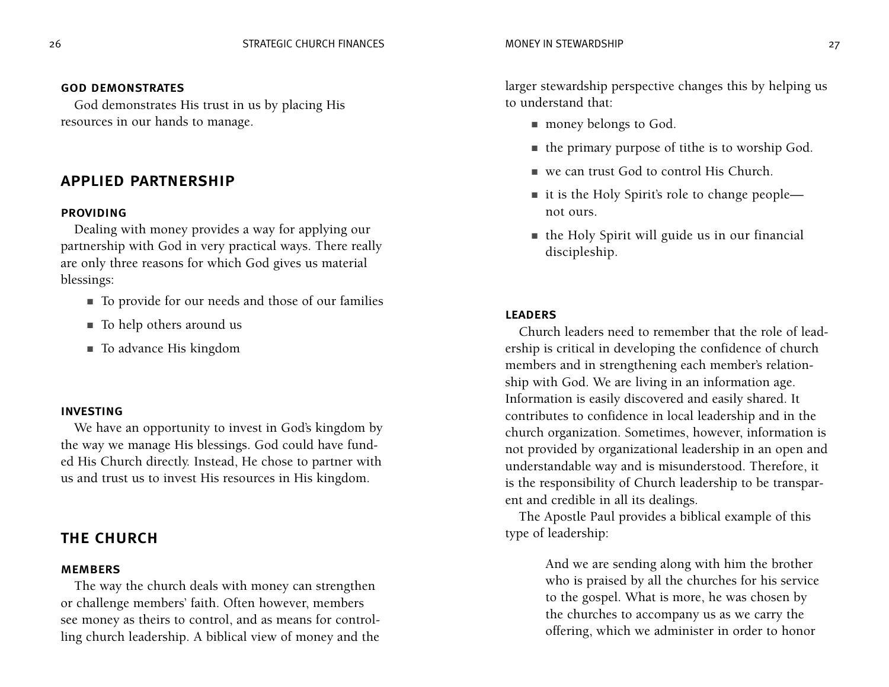#### GOD DEMONSTRATES

God demonstrates His trust in us by placing His resources in our hands to manage.

## APPLIED PARTNERSHIP

#### PROVIDING

Dealing with money provides a way for applying our partnership with God in very practical ways. There really are only three reasons for which God gives us material blessings:

- To provide for our needs and those of our families
- To help others around us
- To advance His kingdom

#### INVESTING

We have an opportunity to invest in God's kingdom by the way we manage His blessings. God could have funded His Church directly. Instead, He chose to partner with us and trust us to invest His resources in His kingdom.

## THE CHURCH

#### MEMBERS

The way the church deals with money can strengthen or challenge members' faith. Often however, members see money as theirs to control, and as means for controlling church leadership. A biblical view of money and the larger stewardship perspective changes this by helping us to understand that:

- money belongs to God.
- the primary purpose of tithe is to worship God.
- we can trust God to control His Church.
- it is the Holy Spirit's role to change people—not ours.
- the Holy Spirit will guide us in our financial discipleship.

#### LEADERS

Church leaders need to remember that the role of leadership is critical in developing the confidence of church members and in strengthening each member's relationship with God. We are living in an information age. Information is easily discovered and easily shared. It contributes to confidence in local leadership and in the church organization. Sometimes, however, information is not provided by organizational leadership in an open and understandable way and is misunderstood. Therefore, it is the responsibility of Church leadership to be transparent and credible in all its dealings.

The Apostle Paul provides a biblical example of this type of leadership:

> And we are sending along with him the brother who is praised by all the churches for his service to the gospel. What is more, he was chosen by the churches to accompany us as we carry the offering, which we administer in order to honor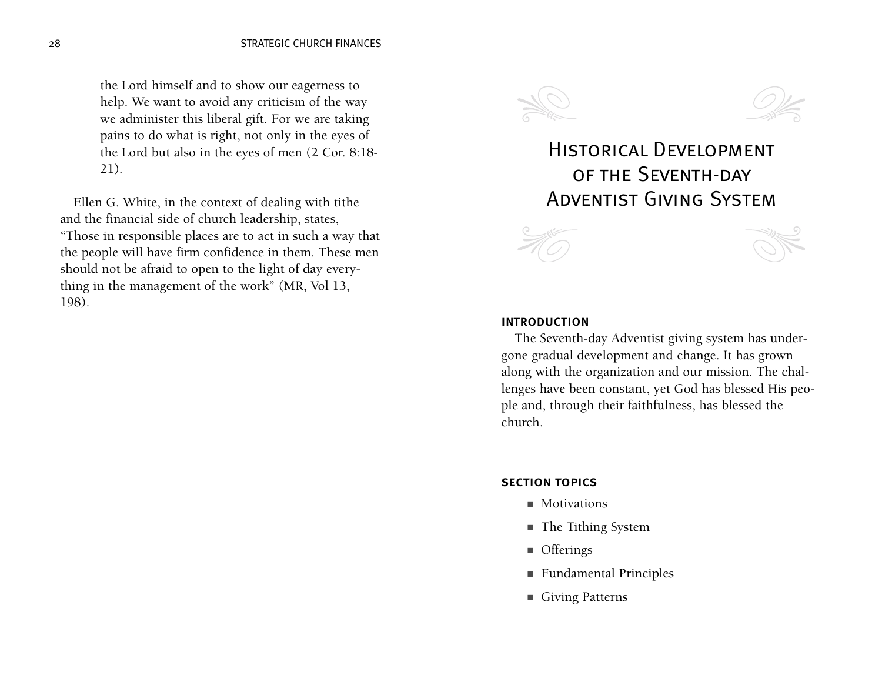> the Lord himself and to show our eagerness to help. We want to avoid any criticism of the way we administer this liberal gift. For we are taking pains to do what is right, not only in the eyes of the Lord but also in the eyes of men (2 Cor. 8:18-21).

Ellen G. White, in the context of dealing with tithe and the financial side of church leadership, states, "Those in responsible places are to act in such a way that the people will have firm confidence in them. These men should not be afraid to open to the light of day everything in the management of the work" (MR, Vol 13, 198).

# Historical Development of the Seventh-day Adventist Giving System

## INTRODUCTION

The Seventh-day Adventist giving system has undergone gradual development and change. It has grown along with the organization and our mission. The challenges have been constant, yet God has blessed His people and, through their faithfulness, has blessed the church.

## SECTION TOPICS

- Motivations
- The Tithing System
- Offerings
- Fundamental Principles
- Giving Patterns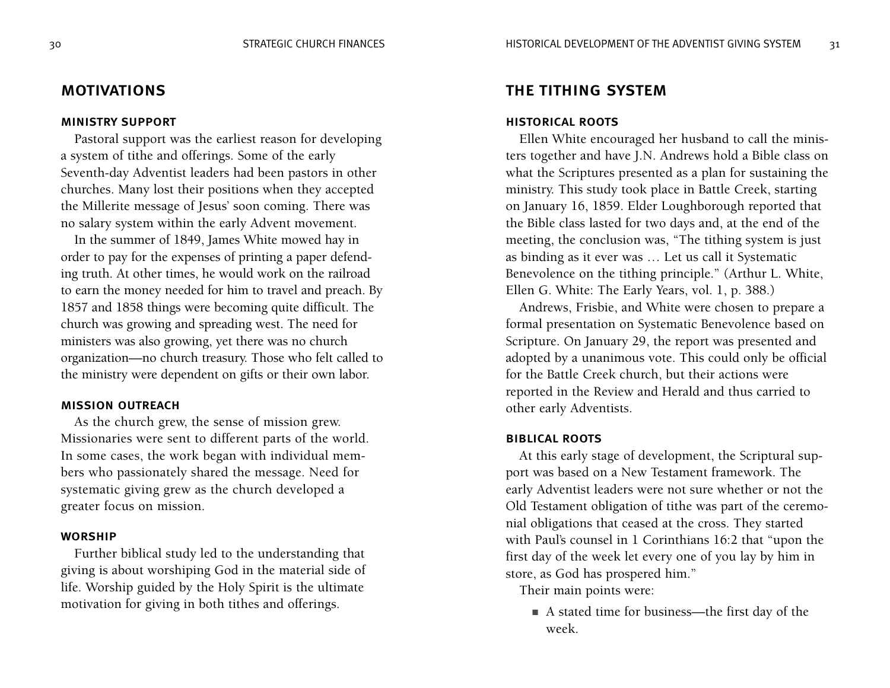## MOTIVATIONS

### MINISTRY SUPPORT

Pastoral support was the earliest reason for developing a system of tithe and offerings. Some of the early Seventh-day Adventist leaders had been pastors in other churches. Many lost their positions when they accepted the Millerite message of Jesus' soon coming. There was no salary system within the early Advent movement.

In the summer of 1849, James White mowed hay in order to pay for the expenses of printing a paper defending truth. At other times, he would work on the railroad to earn the money needed for him to travel and preach. By 1857 and 1858 things were becoming quite difficult. The church was growing and spreading west. The need for ministers was also growing, yet there was no church organization—no church treasury. Those who felt called to the ministry were dependent on gifts or their own labor.

### MISSION OUTREACH

As the church grew, the sense of mission grew. Missionaries were sent to different parts of the world. In some cases, the work began with individual members who passionately shared the message. Need for systematic giving grew as the church developed a greater focus on mission.

### WORSHIP

Further biblical study led to the understanding that giving is about worshiping God in the material side of life. Worship guided by the Holy Spirit is the ultimate motivation for giving in both tithes and offerings.

## THE TITHING SYSTEM

### HISTORICAL ROOTS

Ellen White encouraged her husband to call the ministers together and have J.N. Andrews hold a Bible class on what the Scriptures presented as a plan for sustaining the ministry. This study took place in Battle Creek, starting on January 16, 1859. Elder Loughborough reported that the Bible class lasted for two days and, at the end of the meeting, the conclusion was, "The tithing system is just as binding as it ever was … Let us call it Systematic Benevolence on the tithing principle." (Arthur L. White, Ellen G. White: The Early Years, vol. 1, p. 388.)

Andrews, Frisbie, and White were chosen to prepare a formal presentation on Systematic Benevolence based on Scripture. On January 29, the report was presented and adopted by a unanimous vote. This could only be official for the Battle Creek church, but their actions were reported in the Review and Herald and thus carried to other early Adventists.

### BIBLICAL ROOTS

At this early stage of development, the Scriptural support was based on a New Testament framework. The early Adventist leaders were not sure whether or not the Old Testament obligation of tithe was part of the ceremonial obligations that ceased at the cross. They started with Paul's counsel in 1 Corinthians 16:2 that "upon the first day of the week let every one of you lay by him in store, as God has prospered him."

Their main points were:

- A stated time for business—the first day of the week.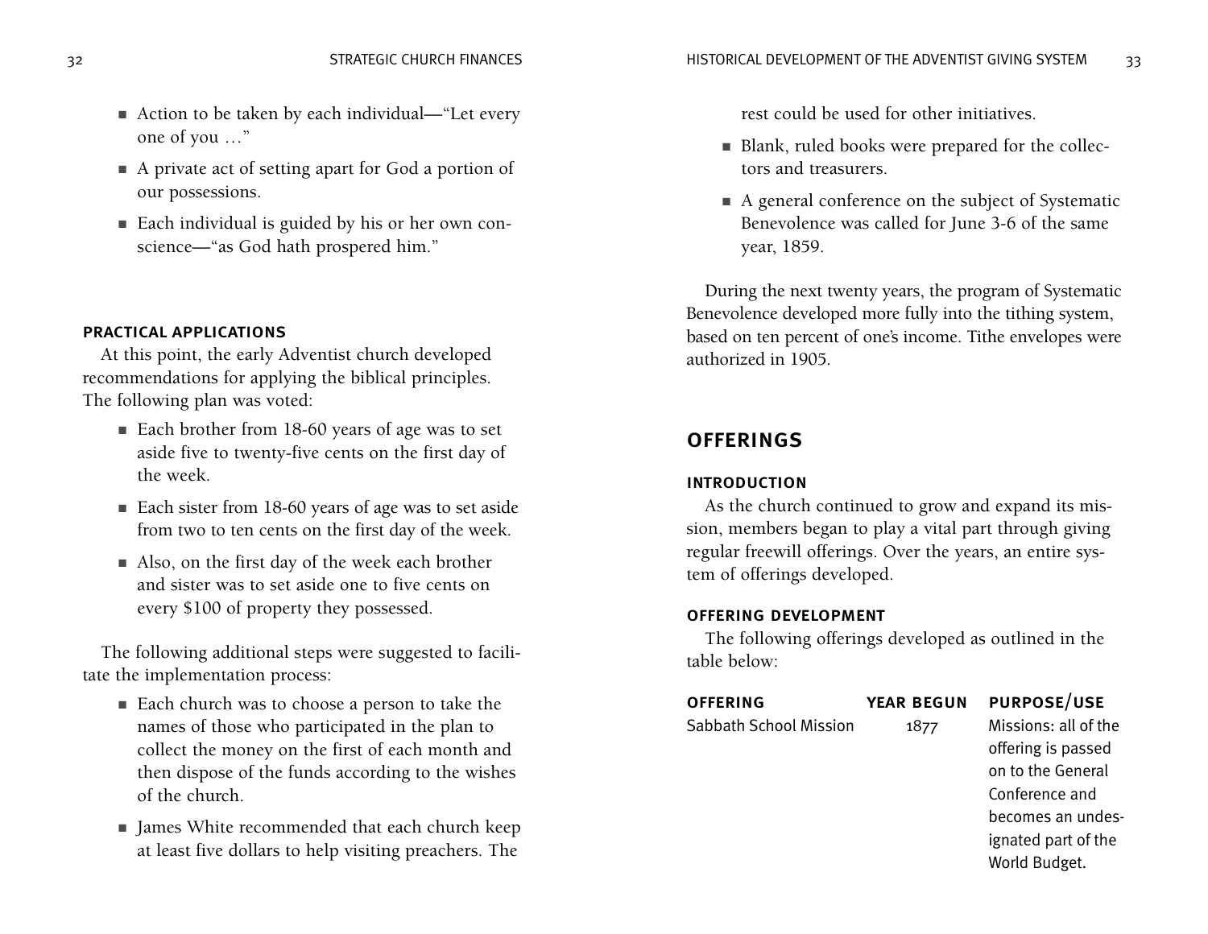- Action to be taken by each individual—"Let every one of you …"
- A private act of setting apart for God a portion of our possessions.
- Each individual is guided by his or her own conscience—"as God hath prospered him."

### PRACTICAL APPLICATIONS

At this point, the early Adventist church developed recommendations for applying the biblical principles. The following plan was voted:

- Each brother from 18-60 years of age was to set aside five to twenty-five cents on the first day of the week.
- Each sister from 18-60 years of age was to set aside from two to ten cents on the first day of the week.
- Also, on the first day of the week each brother and sister was to set aside one to five cents on every $100 of property they possessed.

The following additional steps were suggested to facilitate the implementation process:

- Each church was to choose a person to take the names of those who participated in the plan to collect the money on the first of each month and then dispose of the funds according to the wishes of the church.
- James White recommended that each church keep at least five dollars to help visiting preachers. The rest could be used for other initiatives.
- Blank, ruled books were prepared for the collectors and treasurers.
- A general conference on the subject of Systematic Benevolence was called for June 3-6 of the same year, 1859.

During the next twenty years, the program of Systematic Benevolence developed more fully into the tithing system, based on ten percent of one's income. Tithe envelopes were authorized in 1905.

## OFFERINGS

### INTRODUCTION

As the church continued to grow and expand its mission, members began to play a vital part through giving regular freewill offerings. Over the years, an entire system of offerings developed.

### OFFERING DEVELOPMENT

The following offerings developed as outlined in the table below:

| OFFERING | YEAR BEGUN | PURPOSE/USE |
|---|---|---|
| Sabbath School Mission | 1877 | Missions: all of the offering is passed on to the General Conference and becomes an undesignated part of the World Budget. |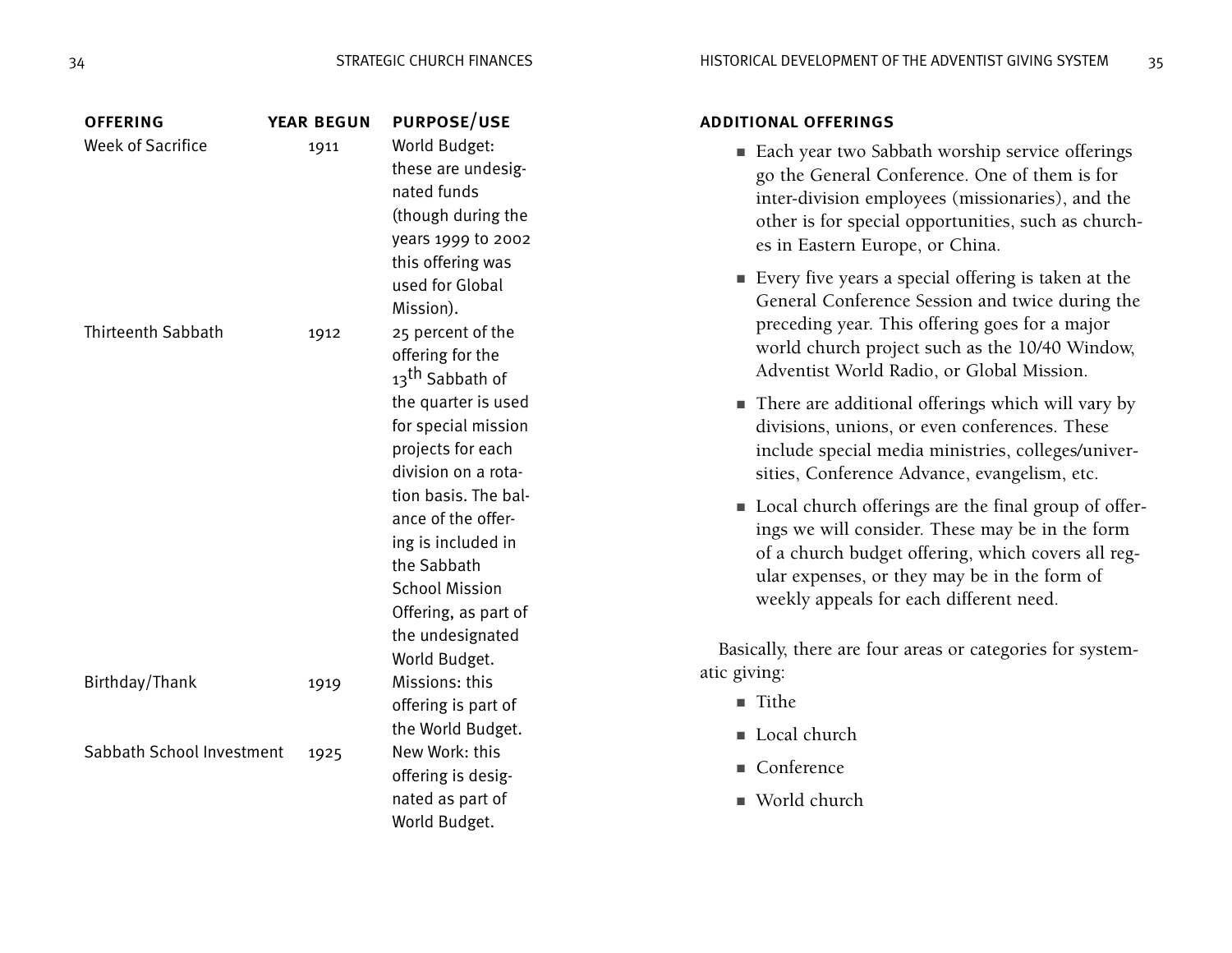| OFFERING | YEAR BEGUN | PURPOSE/USE |
|---|---|---|
| Week of Sacrifice | 1911 | World Budget: these are undesignated funds (though during the years 1999 to 2002 this offering was used for Global Mission). |
| Thirteenth Sabbath | 1912 | 25 percent of the offering for the 13th Sabbath of the quarter is used for special mission projects for each division on a rotation basis. The balance of the offering is included in the Sabbath School Mission Offering, as part of the undesignated World Budget. |
| Birthday/Thank | 1919 | Missions: this offering is part of the World Budget. |
| Sabbath School Investment | 1925 | New Work: this offering is designated as part of World Budget. |

#### ADDITIONAL OFFERINGS

- Each year two Sabbath worship service offerings go the General Conference. One of them is for inter-division employees (missionaries), and the other is for special opportunities, such as churches in Eastern Europe, or China.
- Every five years a special offering is taken at the General Conference Session and twice during the preceding year. This offering goes for a major world church project such as the 10/40 Window, Adventist World Radio, or Global Mission.
- There are additional offerings which will vary by divisions, unions, or even conferences. These include special media ministries, colleges/universities, Conference Advance, evangelism, etc.
- Local church offerings are the final group of offerings we will consider. These may be in the form of a church budget offering, which covers all regular expenses, or they may be in the form of weekly appeals for each different need.

Basically, there are four areas or categories for systematic giving:

- Tithe
- Local church
- Conference
- World church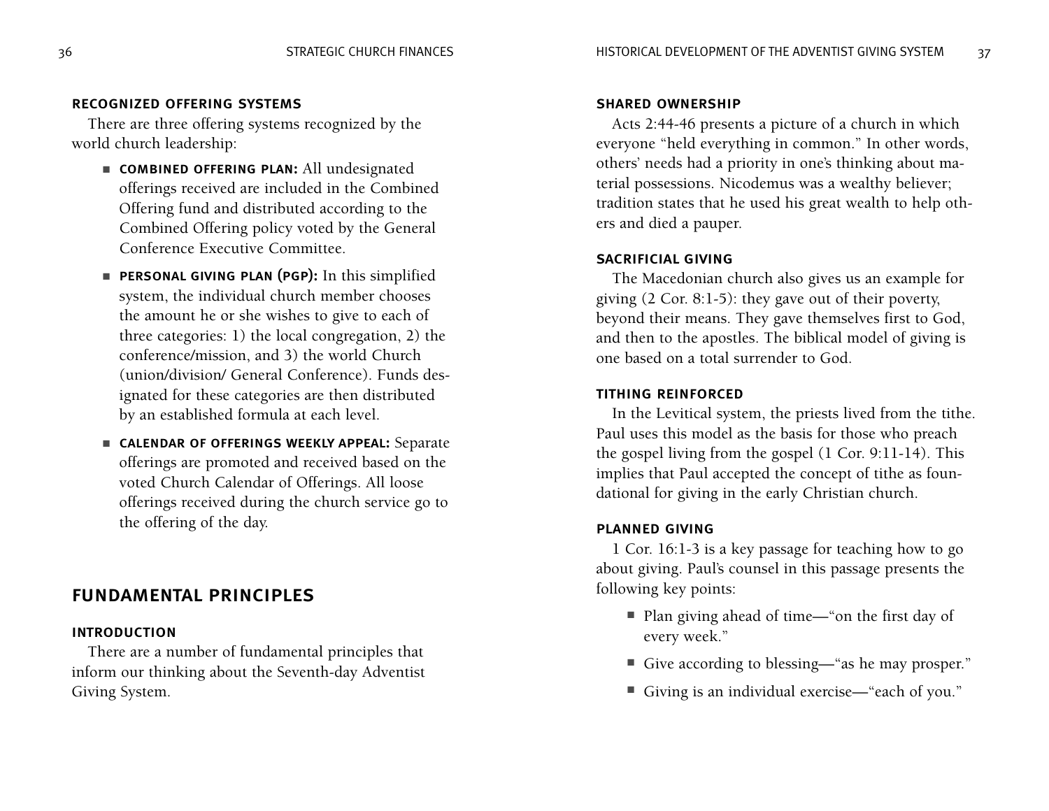### RECOGNIZED OFFERING SYSTEMS

There are three offering systems recognized by the world church leadership:

- **COMBINED OFFERING PLAN:** All undesignated offerings received are included in the Combined Offering fund and distributed according to the Combined Offering policy voted by the General Conference Executive Committee.
- **PERSONAL GIVING PLAN (PGP):** In this simplified system, the individual church member chooses the amount he or she wishes to give to each of three categories: 1) the local congregation, 2) the conference/mission, and 3) the world Church (union/division/ General Conference). Funds designated for these categories are then distributed by an established formula at each level.
- **CALENDAR OF OFFERINGS WEEKLY APPEAL:** Separate offerings are promoted and received based on the voted Church Calendar of Offerings. All loose offerings received during the church service go to the offering of the day.

## FUNDAMENTAL PRINCIPLES

### INTRODUCTION

There are a number of fundamental principles that inform our thinking about the Seventh-day Adventist Giving System.

### SHARED OWNERSHIP

Acts 2:44-46 presents a picture of a church in which everyone "held everything in common." In other words, others' needs had a priority in one's thinking about material possessions. Nicodemus was a wealthy believer; tradition states that he used his great wealth to help others and died a pauper.

### SACRIFICIAL GIVING

The Macedonian church also gives us an example for giving (2 Cor. 8:1-5): they gave out of their poverty, beyond their means. They gave themselves first to God, and then to the apostles. The biblical model of giving is one based on a total surrender to God.

### TITHING REINFORCED

In the Levitical system, the priests lived from the tithe. Paul uses this model as the basis for those who preach the gospel living from the gospel (1 Cor. 9:11-14). This implies that Paul accepted the concept of tithe as foundational for giving in the early Christian church.

### PLANNED GIVING

1 Cor. 16:1-3 is a key passage for teaching how to go about giving. Paul's counsel in this passage presents the following key points:

- Plan giving ahead of time—"on the first day of every week."
- Give according to blessing—"as he may prosper."
- Giving is an individual exercise—"each of you."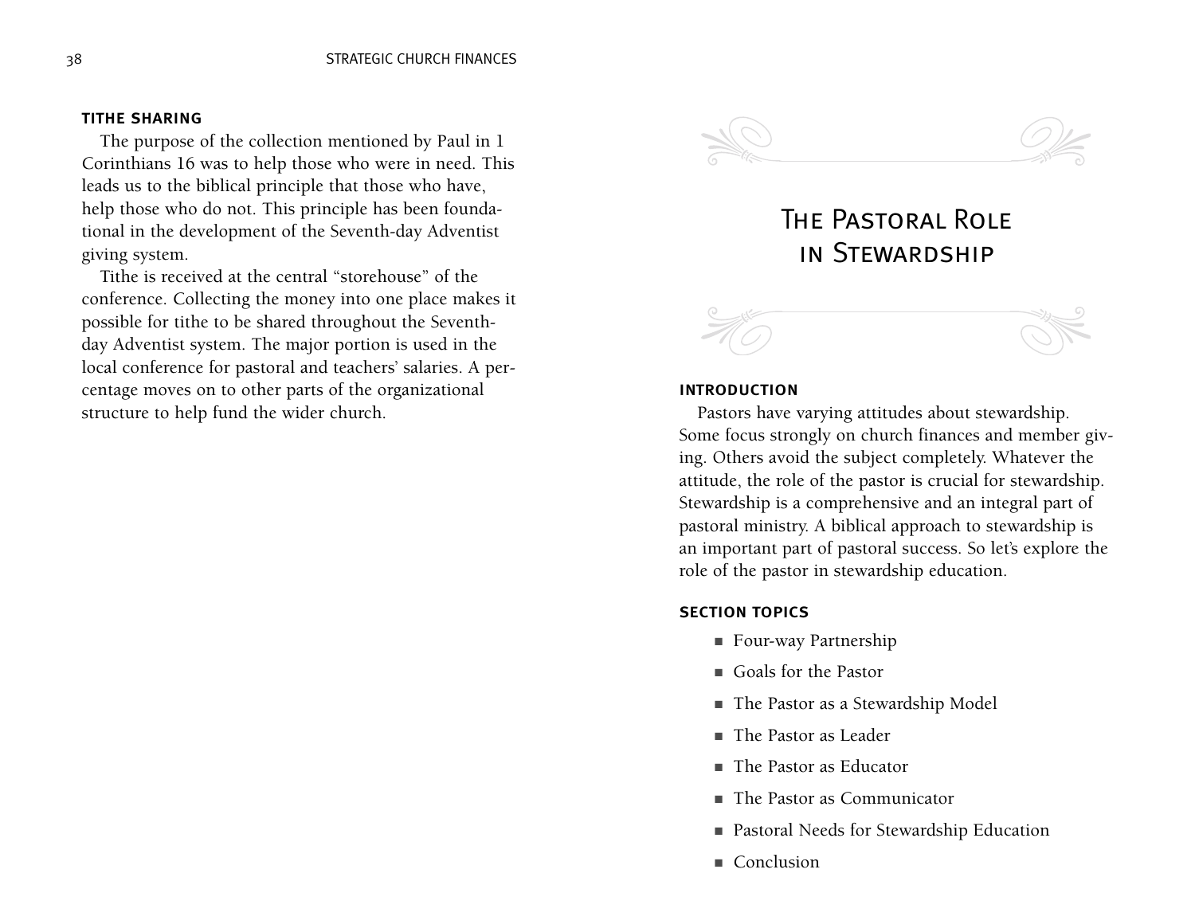### TITHE SHARING

The purpose of the collection mentioned by Paul in 1 Corinthians 16 was to help those who were in need. This leads us to the biblical principle that those who have, help those who do not. This principle has been foundational in the development of the Seventh-day Adventist giving system.

Tithe is received at the central "storehouse" of the conference. Collecting the money into one place makes it possible for tithe to be shared throughout the Seventh-day Adventist system. The major portion is used in the local conference for pastoral and teachers' salaries. A percentage moves on to other parts of the organizational structure to help fund the wider church.

# The Pastoral Role in Stewardship

### INTRODUCTION

Pastors have varying attitudes about stewardship. Some focus strongly on church finances and member giving. Others avoid the subject completely. Whatever the attitude, the role of the pastor is crucial for stewardship. Stewardship is a comprehensive and an integral part of pastoral ministry. A biblical approach to stewardship is an important part of pastoral success. So let's explore the role of the pastor in stewardship education.

### SECTION TOPICS

- Four-way Partnership
- Goals for the Pastor
- The Pastor as a Stewardship Model
- The Pastor as Leader
- The Pastor as Educator
- The Pastor as Communicator
- Pastoral Needs for Stewardship Education
- Conclusion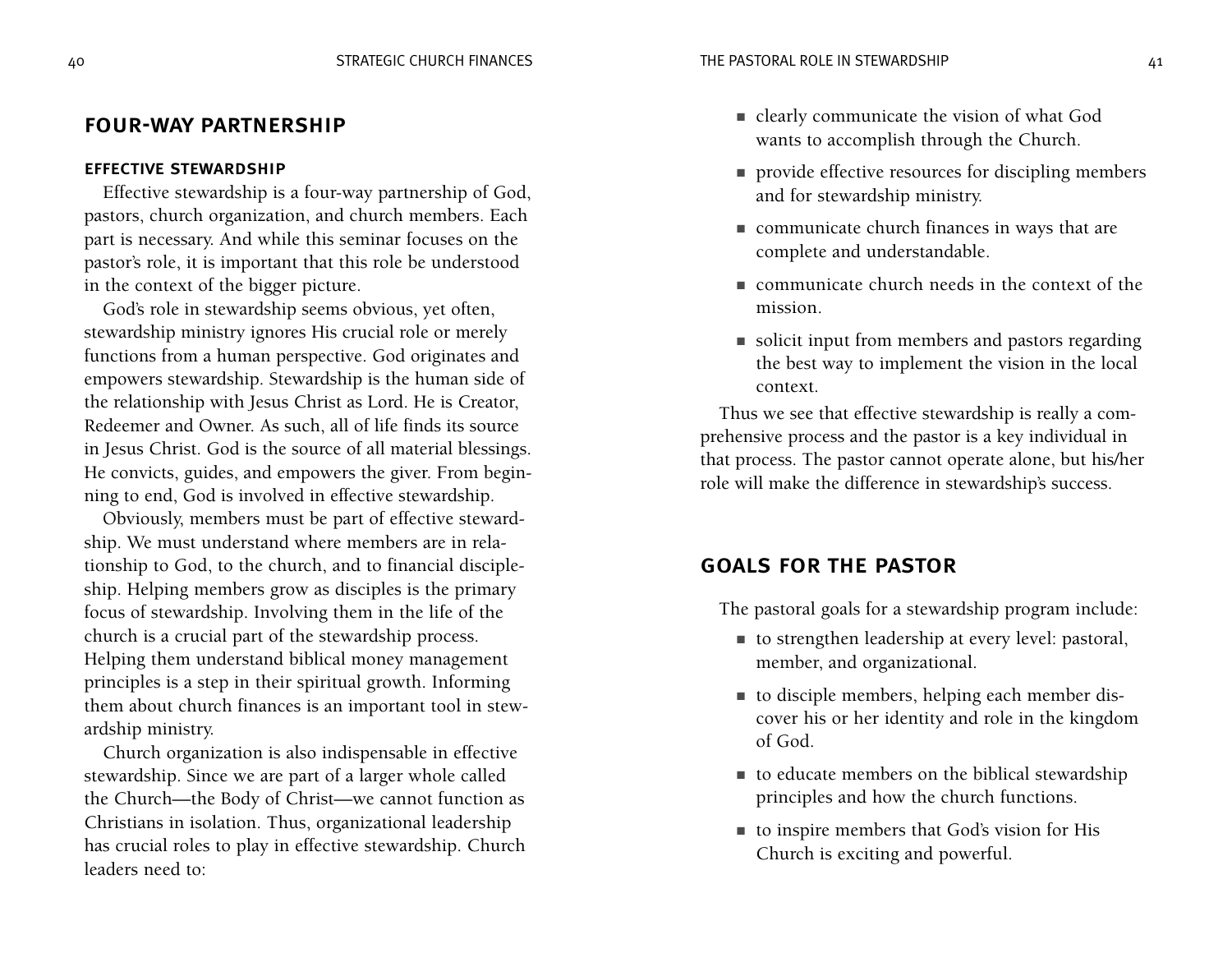## FOUR-WAY PARTNERSHIP

### EFFECTIVE STEWARDSHIP

Effective stewardship is a four-way partnership of God, pastors, church organization, and church members. Each part is necessary. And while this seminar focuses on the pastor's role, it is important that this role be understood in the context of the bigger picture.

God's role in stewardship seems obvious, yet often, stewardship ministry ignores His crucial role or merely functions from a human perspective. God originates and empowers stewardship. Stewardship is the human side of the relationship with Jesus Christ as Lord. He is Creator, Redeemer and Owner. As such, all of life finds its source in Jesus Christ. God is the source of all material blessings. He convicts, guides, and empowers the giver. From beginning to end, God is involved in effective stewardship.

Obviously, members must be part of effective stewardship. We must understand where members are in relationship to God, to the church, and to financial discipleship. Helping members grow as disciples is the primary focus of stewardship. Involving them in the life of the church is a crucial part of the stewardship process. Helping them understand biblical money management principles is a step in their spiritual growth. Informing them about church finances is an important tool in stewardship ministry.

Church organization is also indispensable in effective stewardship. Since we are part of a larger whole called the Church—the Body of Christ—we cannot function as Christians in isolation. Thus, organizational leadership has crucial roles to play in effective stewardship. Church leaders need to:

- clearly communicate the vision of what God wants to accomplish through the Church.
- provide effective resources for discipling members and for stewardship ministry.
- communicate church finances in ways that are complete and understandable.
- communicate church needs in the context of the mission.
- solicit input from members and pastors regarding the best way to implement the vision in the local context.

Thus we see that effective stewardship is really a comprehensive process and the pastor is a key individual in that process. The pastor cannot operate alone, but his/her role will make the difference in stewardship's success.

## GOALS FOR THE PASTOR

The pastoral goals for a stewardship program include:

- to strengthen leadership at every level: pastoral, member, and organizational.
- to disciple members, helping each member discover his or her identity and role in the kingdom of God.
- to educate members on the biblical stewardship principles and how the church functions.
- to inspire members that God's vision for His Church is exciting and powerful.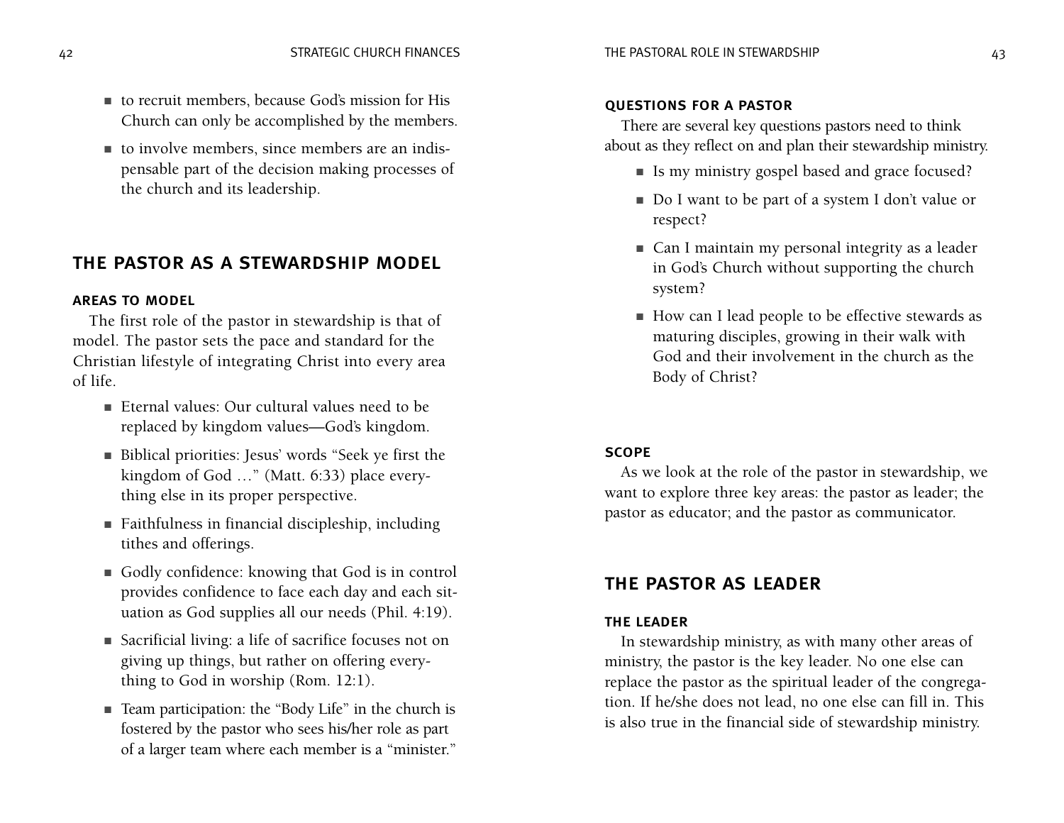- to recruit members, because God's mission for His Church can only be accomplished by the members.
- to involve members, since members are an indispensable part of the decision making processes of the church and its leadership.

## THE PASTOR AS A STEWARDSHIP MODEL

### AREAS TO MODEL

The first role of the pastor in stewardship is that of model. The pastor sets the pace and standard for the Christian lifestyle of integrating Christ into every area of life.

- Eternal values: Our cultural values need to be replaced by kingdom values—God's kingdom.
- Biblical priorities: Jesus' words "Seek ye first the kingdom of God …" (Matt. 6:33) place everything else in its proper perspective.
- Faithfulness in financial discipleship, including tithes and offerings.
- Godly confidence: knowing that God is in control provides confidence to face each day and each situation as God supplies all our needs (Phil. 4:19).
- Sacrificial living: a life of sacrifice focuses not on giving up things, but rather on offering everything to God in worship (Rom. 12:1).
- Team participation: the "Body Life" in the church is fostered by the pastor who sees his/her role as part of a larger team where each member is a "minister."

### QUESTIONS FOR A PASTOR

There are several key questions pastors need to think about as they reflect on and plan their stewardship ministry.

- Is my ministry gospel based and grace focused?
- Do I want to be part of a system I don't value or respect?
- Can I maintain my personal integrity as a leader in God's Church without supporting the church system?
- How can I lead people to be effective stewards as maturing disciples, growing in their walk with God and their involvement in the church as the Body of Christ?

### SCOPE

As we look at the role of the pastor in stewardship, we want to explore three key areas: the pastor as leader; the pastor as educator; and the pastor as communicator.

## THE PASTOR AS LEADER

### THE LEADER

In stewardship ministry, as with many other areas of ministry, the pastor is the key leader. No one else can replace the pastor as the spiritual leader of the congregation. If he/she does not lead, no one else can fill in. This is also true in the financial side of stewardship ministry.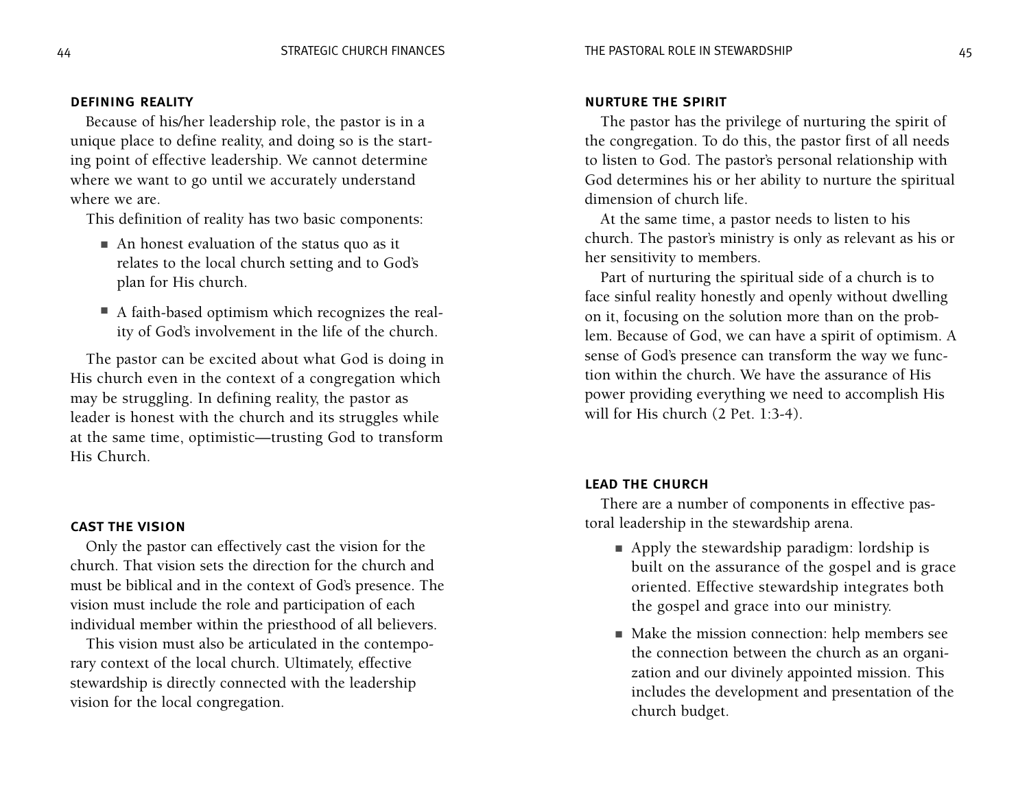## DEFINING REALITY

Because of his/her leadership role, the pastor is in a unique place to define reality, and doing so is the starting point of effective leadership. We cannot determine where we want to go until we accurately understand where we are.

This definition of reality has two basic components:

- An honest evaluation of the status quo as it relates to the local church setting and to God's plan for His church.
- A faith-based optimism which recognizes the reality of God's involvement in the life of the church.

The pastor can be excited about what God is doing in His church even in the context of a congregation which may be struggling. In defining reality, the pastor as leader is honest with the church and its struggles while at the same time, optimistic—trusting God to transform His Church.

## CAST THE VISION

Only the pastor can effectively cast the vision for the church. That vision sets the direction for the church and must be biblical and in the context of God's presence. The vision must include the role and participation of each individual member within the priesthood of all believers.

This vision must also be articulated in the contemporary context of the local church. Ultimately, effective stewardship is directly connected with the leadership vision for the local congregation.

## NURTURE THE SPIRIT

The pastor has the privilege of nurturing the spirit of the congregation. To do this, the pastor first of all needs to listen to God. The pastor's personal relationship with God determines his or her ability to nurture the spiritual dimension of church life.

At the same time, a pastor needs to listen to his church. The pastor's ministry is only as relevant as his or her sensitivity to members.

Part of nurturing the spiritual side of a church is to face sinful reality honestly and openly without dwelling on it, focusing on the solution more than on the problem. Because of God, we can have a spirit of optimism. A sense of God's presence can transform the way we function within the church. We have the assurance of His power providing everything we need to accomplish His will for His church (2 Pet. 1:3-4).

## LEAD THE CHURCH

There are a number of components in effective pastoral leadership in the stewardship arena.

- Apply the stewardship paradigm: lordship is built on the assurance of the gospel and is grace oriented. Effective stewardship integrates both the gospel and grace into our ministry.
- Make the mission connection: help members see the connection between the church as an organization and our divinely appointed mission. This includes the development and presentation of the church budget.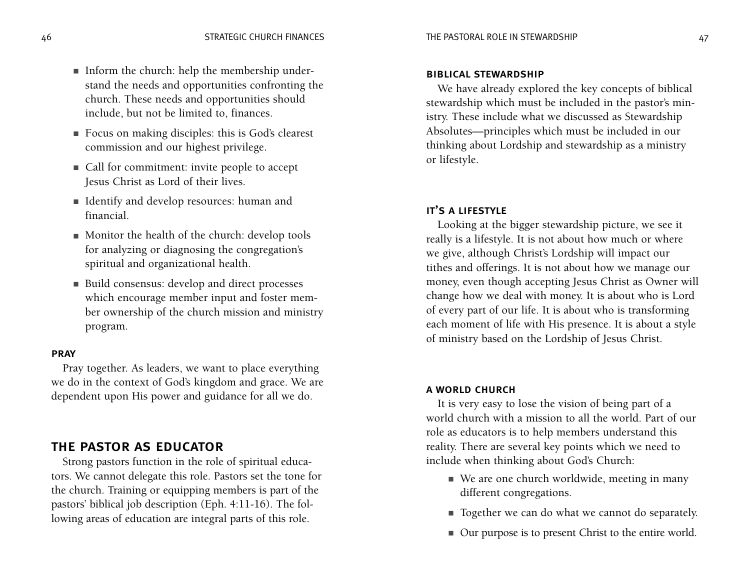- Inform the church: help the membership understand the needs and opportunities confronting the church. These needs and opportunities should include, but not be limited to, finances.
- Focus on making disciples: this is God's clearest commission and our highest privilege.
- Call for commitment: invite people to accept Jesus Christ as Lord of their lives.
- Identify and develop resources: human and financial.
- Monitor the health of the church: develop tools for analyzing or diagnosing the congregation's spiritual and organizational health.
- Build consensus: develop and direct processes which encourage member input and foster member ownership of the church mission and ministry program.

#### PRAY

Pray together. As leaders, we want to place everything we do in the context of God's kingdom and grace. We are dependent upon His power and guidance for all we do.

## THE PASTOR AS EDUCATOR

Strong pastors function in the role of spiritual educators. We cannot delegate this role. Pastors set the tone for the church. Training or equipping members is part of the pastors' biblical job description (Eph. 4:11-16). The following areas of education are integral parts of this role.

#### BIBLICAL STEWARDSHIP

We have already explored the key concepts of biblical stewardship which must be included in the pastor's ministry. These include what we discussed as Stewardship Absolutes—principles which must be included in our thinking about Lordship and stewardship as a ministry or lifestyle.

#### IT'S A LIFESTYLE

Looking at the bigger stewardship picture, we see it really is a lifestyle. It is not about how much or where we give, although Christ's Lordship will impact our tithes and offerings. It is not about how we manage our money, even though accepting Jesus Christ as Owner will change how we deal with money. It is about who is Lord of every part of our life. It is about who is transforming each moment of life with His presence. It is about a style of ministry based on the Lordship of Jesus Christ.

#### A WORLD CHURCH

It is very easy to lose the vision of being part of a world church with a mission to all the world. Part of our role as educators is to help members understand this reality. There are several key points which we need to include when thinking about God's Church:

- We are one church worldwide, meeting in many different congregations.
- Together we can do what we cannot do separately.
- Our purpose is to present Christ to the entire world.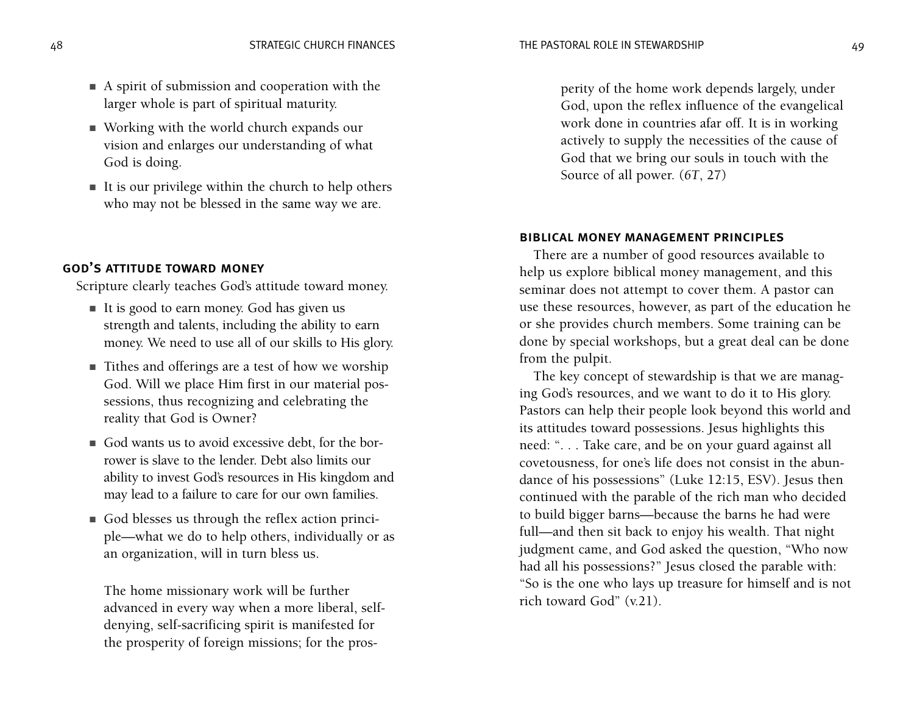- A spirit of submission and cooperation with the larger whole is part of spiritual maturity.
- Working with the world church expands our vision and enlarges our understanding of what God is doing.
- It is our privilege within the church to help others who may not be blessed in the same way we are.

## God's Attitude Toward Money

Scripture clearly teaches God's attitude toward money.

- It is good to earn money. God has given us strength and talents, including the ability to earn money. We need to use all of our skills to His glory.
- Tithes and offerings are a test of how we worship God. Will we place Him first in our material possessions, thus recognizing and celebrating the reality that God is Owner?
- God wants us to avoid excessive debt, for the borrower is slave to the lender. Debt also limits our ability to invest God's resources in His kingdom and may lead to a failure to care for our own families.
- God blesses us through the reflex action principle—what we do to help others, individually or as an organization, will in turn bless us.

> The home missionary work will be further advanced in every way when a more liberal, self-denying, self-sacrificing spirit is manifested for the prosperity of foreign missions; for the prosperity of the home work depends largely, under God, upon the reflex influence of the evangelical work done in countries afar off. It is in working actively to supply the necessities of the cause of God that we bring our souls in touch with the Source of all power. (*6T*, 27)

## Biblical Money Management Principles

There are a number of good resources available to help us explore biblical money management, and this seminar does not attempt to cover them. A pastor can use these resources, however, as part of the education he or she provides church members. Some training can be done by special workshops, but a great deal can be done from the pulpit.

The key concept of stewardship is that we are managing God's resources, and we want to do it to His glory. Pastors can help their people look beyond this world and its attitudes toward possessions. Jesus highlights this need: ". . . Take care, and be on your guard against all covetousness, for one's life does not consist in the abundance of his possessions" (Luke 12:15, ESV). Jesus then continued with the parable of the rich man who decided to build bigger barns—because the barns he had were full—and then sit back to enjoy his wealth. That night judgment came, and God asked the question, "Who now had all his possessions?" Jesus closed the parable with: "So is the one who lays up treasure for himself and is not rich toward God" (v.21).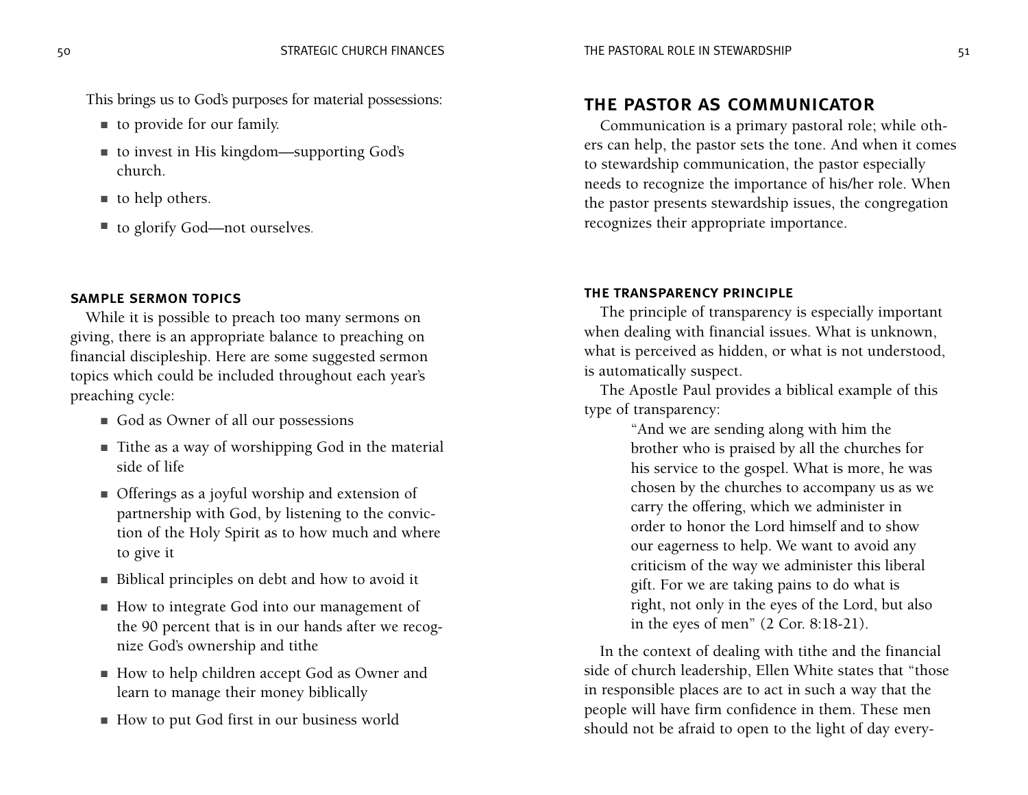This brings us to God's purposes for material possessions:

- to provide for our family.
- to invest in His kingdom—supporting God's church.
- to help others.
- to glorify God—not ourselves.

#### SAMPLE SERMON TOPICS

While it is possible to preach too many sermons on giving, there is an appropriate balance to preaching on financial discipleship. Here are some suggested sermon topics which could be included throughout each year's preaching cycle:

- God as Owner of all our possessions
- Tithe as a way of worshipping God in the material side of life
- Offerings as a joyful worship and extension of partnership with God, by listening to the conviction of the Holy Spirit as to how much and where to give it
- Biblical principles on debt and how to avoid it
- How to integrate God into our management of the 90 percent that is in our hands after we recognize God's ownership and tithe
- How to help children accept God as Owner and learn to manage their money biblically
- How to put God first in our business world

## THE PASTOR AS COMMUNICATOR

Communication is a primary pastoral role; while others can help, the pastor sets the tone. And when it comes to stewardship communication, the pastor especially needs to recognize the importance of his/her role. When the pastor presents stewardship issues, the congregation recognizes their appropriate importance.

#### THE TRANSPARENCY PRINCIPLE

The principle of transparency is especially important when dealing with financial issues. What is unknown, what is perceived as hidden, or what is not understood, is automatically suspect.

The Apostle Paul provides a biblical example of this type of transparency:

> "And we are sending along with him the brother who is praised by all the churches for his service to the gospel. What is more, he was chosen by the churches to accompany us as we carry the offering, which we administer in order to honor the Lord himself and to show our eagerness to help. We want to avoid any criticism of the way we administer this liberal gift. For we are taking pains to do what is right, not only in the eyes of the Lord, but also in the eyes of men" (2 Cor. 8:18-21).

In the context of dealing with tithe and the financial side of church leadership, Ellen White states that "those in responsible places are to act in such a way that the people will have firm confidence in them. These men should not be afraid to open to the light of day every-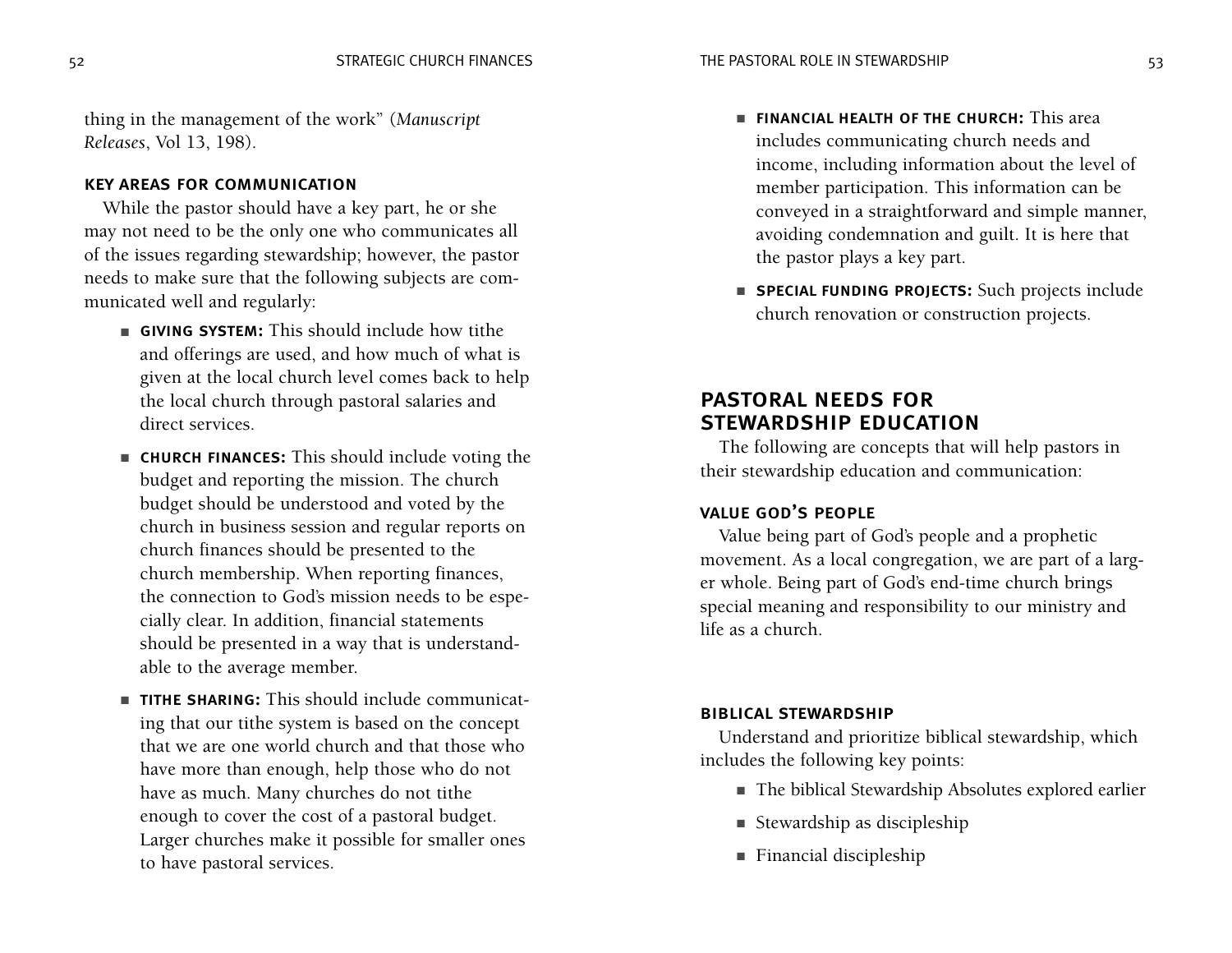thing in the management of the work" (*Manuscript Releases*, Vol 13, 198).

### KEY AREAS FOR COMMUNICATION

While the pastor should have a key part, he or she may not need to be the only one who communicates all of the issues regarding stewardship; however, the pastor needs to make sure that the following subjects are communicated well and regularly:

- **GIVING SYSTEM:** This should include how tithe and offerings are used, and how much of what is given at the local church level comes back to help the local church through pastoral salaries and direct services.
- **CHURCH FINANCES:** This should include voting the budget and reporting the mission. The church budget should be understood and voted by the church in business session and regular reports on church finances should be presented to the church membership. When reporting finances, the connection to God's mission needs to be especially clear. In addition, financial statements should be presented in a way that is understandable to the average member.
- **TITHE SHARING:** This should include communicating that our tithe system is based on the concept that we are one world church and that those who have more than enough, help those who do not have as much. Many churches do not tithe enough to cover the cost of a pastoral budget. Larger churches make it possible for smaller ones to have pastoral services.
- **FINANCIAL HEALTH OF THE CHURCH:** This area includes communicating church needs and income, including information about the level of member participation. This information can be conveyed in a straightforward and simple manner, avoiding condemnation and guilt. It is here that the pastor plays a key part.
- **SPECIAL FUNDING PROJECTS:** Such projects include church renovation or construction projects.

## PASTORAL NEEDS FOR STEWARDSHIP EDUCATION

The following are concepts that will help pastors in their stewardship education and communication:

### VALUE GOD'S PEOPLE

Value being part of God's people and a prophetic movement. As a local congregation, we are part of a larger whole. Being part of God's end-time church brings special meaning and responsibility to our ministry and life as a church.

### BIBLICAL STEWARDSHIP

Understand and prioritize biblical stewardship, which includes the following key points:

- The biblical Stewardship Absolutes explored earlier
- Stewardship as discipleship
- Financial discipleship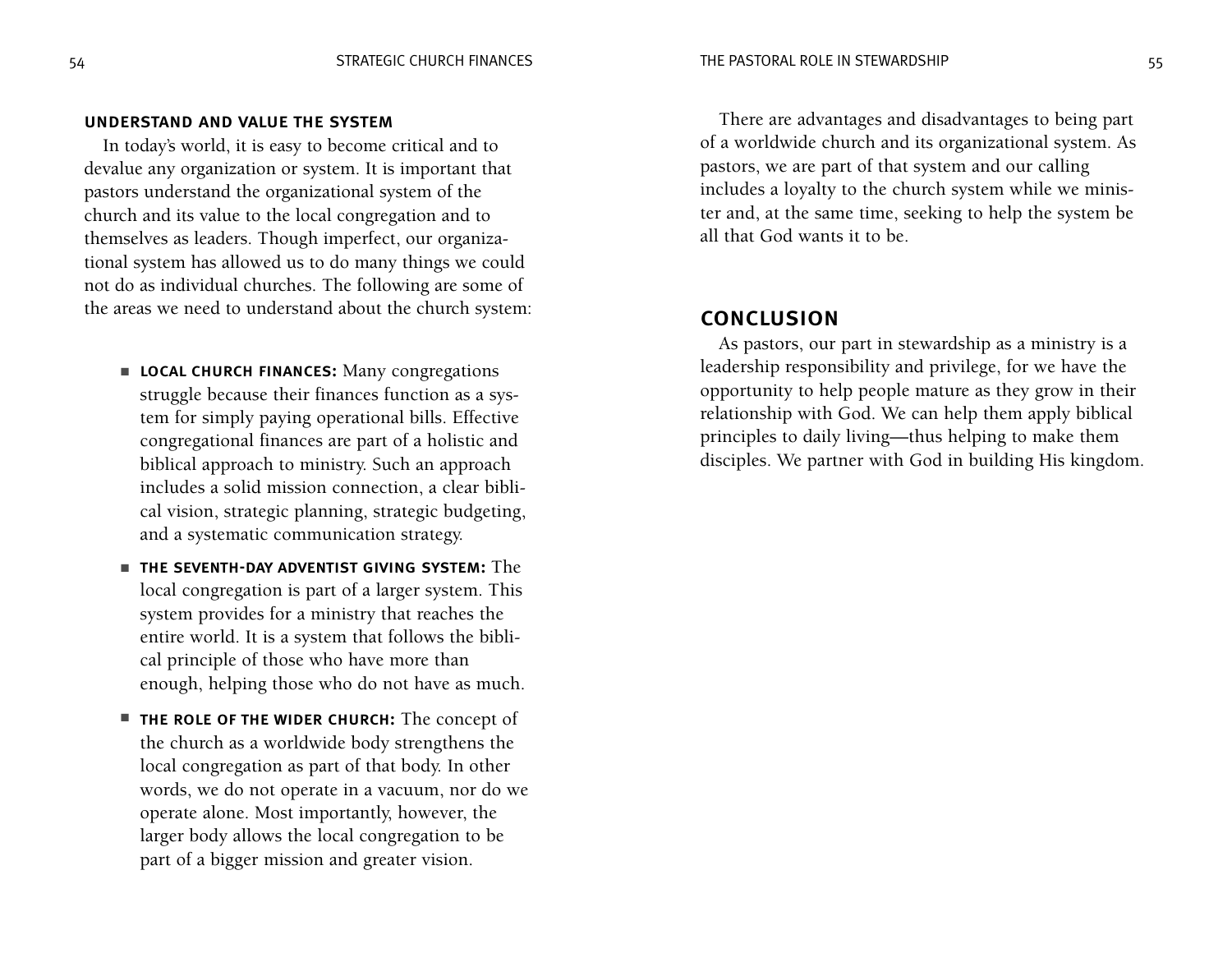### UNDERSTAND AND VALUE THE SYSTEM

In today's world, it is easy to become critical and to devalue any organization or system. It is important that pastors understand the organizational system of the church and its value to the local congregation and to themselves as leaders. Though imperfect, our organizational system has allowed us to do many things we could not do as individual churches. The following are some of the areas we need to understand about the church system:

- **LOCAL CHURCH FINANCES:** Many congregations struggle because their finances function as a system for simply paying operational bills. Effective congregational finances are part of a holistic and biblical approach to ministry. Such an approach includes a solid mission connection, a clear biblical vision, strategic planning, strategic budgeting, and a systematic communication strategy.
- **THE SEVENTH-DAY ADVENTIST GIVING SYSTEM:** The local congregation is part of a larger system. This system provides for a ministry that reaches the entire world. It is a system that follows the biblical principle of those who have more than enough, helping those who do not have as much.
- **THE ROLE OF THE WIDER CHURCH:** The concept of the church as a worldwide body strengthens the local congregation as part of that body. In other words, we do not operate in a vacuum, nor do we operate alone. Most importantly, however, the larger body allows the local congregation to be part of a bigger mission and greater vision.

There are advantages and disadvantages to being part of a worldwide church and its organizational system. As pastors, we are part of that system and our calling includes a loyalty to the church system while we minister and, at the same time, seeking to help the system be all that God wants it to be.

## CONCLUSION

As pastors, our part in stewardship as a ministry is a leadership responsibility and privilege, for we have the opportunity to help people mature as they grow in their relationship with God. We can help them apply biblical principles to daily living—thus helping to make them disciples. We partner with God in building His kingdom.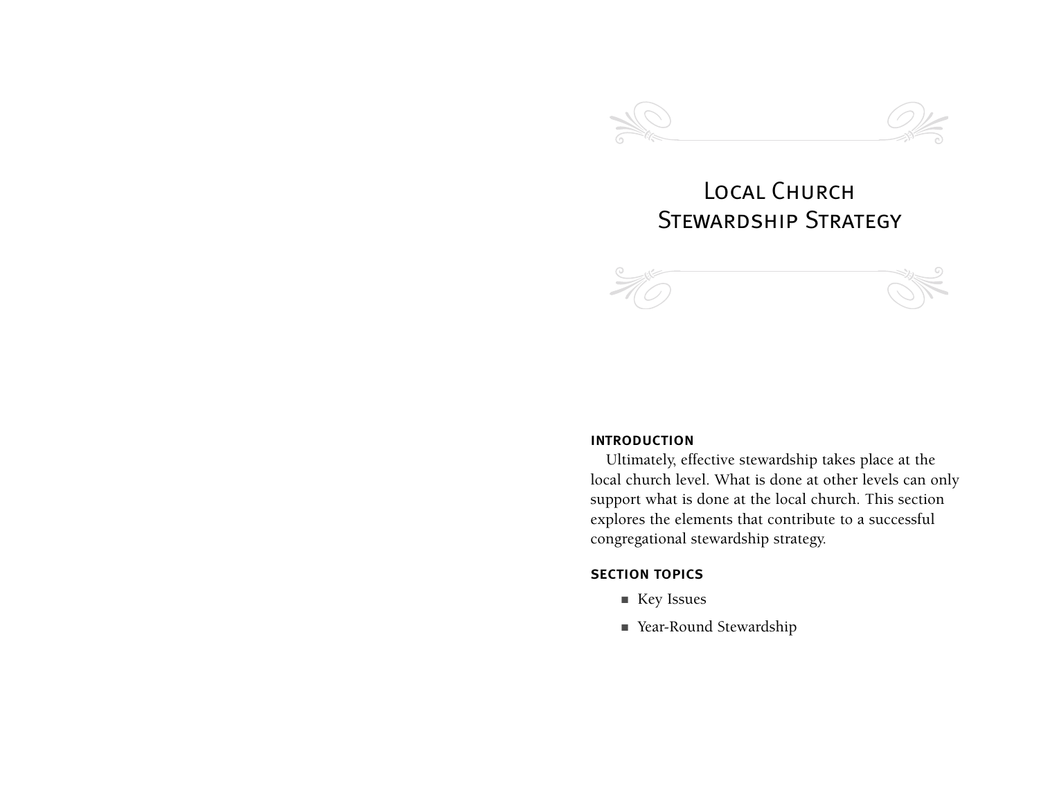# Local Church Stewardship Strategy

## INTRODUCTION

Ultimately, effective stewardship takes place at the local church level. What is done at other levels can only support what is done at the local church. This section explores the elements that contribute to a successful congregational stewardship strategy.

## SECTION TOPICS

- Key Issues
- Year-Round Stewardship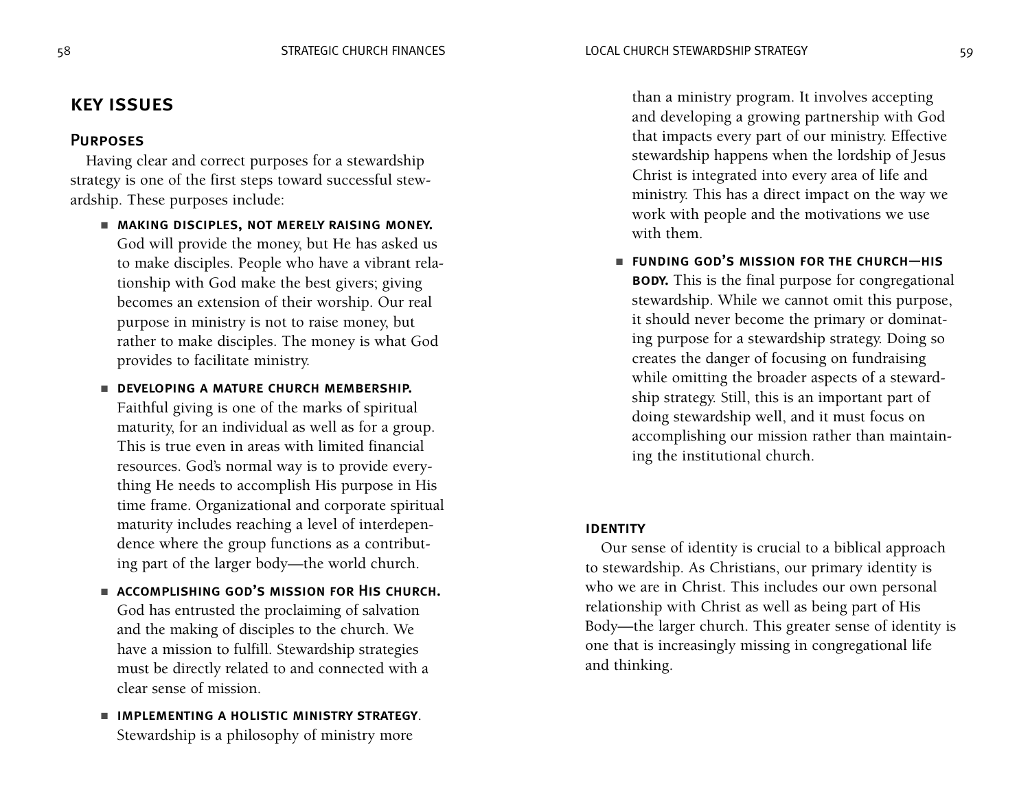## KEY ISSUES

### Purposes

Having clear and correct purposes for a stewardship strategy is one of the first steps toward successful stewardship. These purposes include:

- **MAKING DISCIPLES, NOT MERELY RAISING MONEY.** God will provide the money, but He has asked us to make disciples. People who have a vibrant relationship with God make the best givers; giving becomes an extension of their worship. Our real purpose in ministry is not to raise money, but rather to make disciples. The money is what God provides to facilitate ministry.

- **DEVELOPING A MATURE CHURCH MEMBERSHIP.** Faithful giving is one of the marks of spiritual maturity, for an individual as well as for a group. This is true even in areas with limited financial resources. God's normal way is to provide everything He needs to accomplish His purpose in His time frame. Organizational and corporate spiritual maturity includes reaching a level of interdependence where the group functions as a contributing part of the larger body—the world church.

- **ACCOMPLISHING GOD'S MISSION FOR HIS CHURCH.** God has entrusted the proclaiming of salvation and the making of disciples to the church. We have a mission to fulfill. Stewardship strategies must be directly related to and connected with a clear sense of mission.

- **IMPLEMENTING A HOLISTIC MINISTRY STRATEGY**. Stewardship is a philosophy of ministry more than a ministry program. It involves accepting and developing a growing partnership with God that impacts every part of our ministry. Effective stewardship happens when the lordship of Jesus Christ is integrated into every area of life and ministry. This has a direct impact on the way we work with people and the motivations we use with them.

- **FUNDING GOD'S MISSION FOR THE CHURCH—HIS BODY.** This is the final purpose for congregational stewardship. While we cannot omit this purpose, it should never become the primary or dominating purpose for a stewardship strategy. Doing so creates the danger of focusing on fundraising while omitting the broader aspects of a stewardship strategy. Still, this is an important part of doing stewardship well, and it must focus on accomplishing our mission rather than maintaining the institutional church.

### IDENTITY

Our sense of identity is crucial to a biblical approach to stewardship. As Christians, our primary identity is who we are in Christ. This includes our own personal relationship with Christ as well as being part of His Body—the larger church. This greater sense of identity is one that is increasingly missing in congregational life and thinking.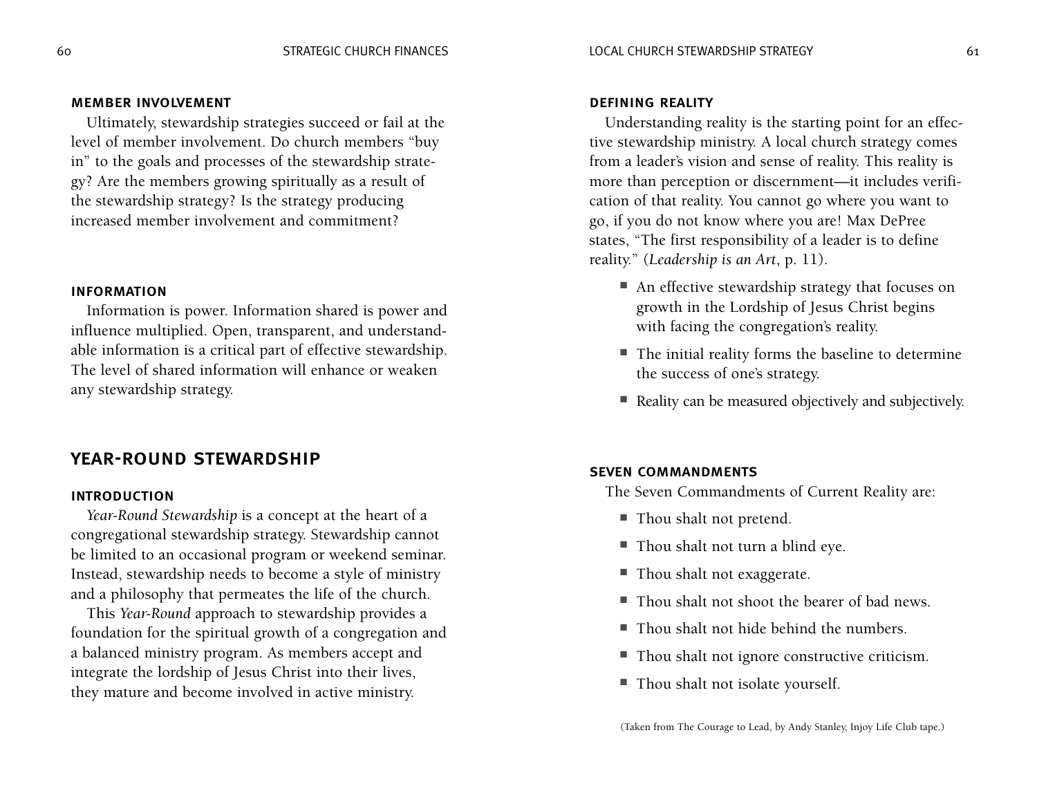### MEMBER INVOLVEMENT

Ultimately, stewardship strategies succeed or fail at the level of member involvement. Do church members "buy in" to the goals and processes of the stewardship strategy? Are the members growing spiritually as a result of the stewardship strategy? Is the strategy producing increased member involvement and commitment?

### INFORMATION

Information is power. Information shared is power and influence multiplied. Open, transparent, and understandable information is a critical part of effective stewardship. The level of shared information will enhance or weaken any stewardship strategy.

## YEAR-ROUND STEWARDSHIP

### INTRODUCTION

*Year-Round Stewardship* is a concept at the heart of a congregational stewardship strategy. Stewardship cannot be limited to an occasional program or weekend seminar. Instead, stewardship needs to become a style of ministry and a philosophy that permeates the life of the church.

This *Year-Round* approach to stewardship provides a foundation for the spiritual growth of a congregation and a balanced ministry program. As members accept and integrate the lordship of Jesus Christ into their lives, they mature and become involved in active ministry.

### DEFINING REALITY

Understanding reality is the starting point for an effective stewardship ministry. A local church strategy comes from a leader's vision and sense of reality. This reality is more than perception or discernment—it includes verification of that reality. You cannot go where you want to go, if you do not know where you are! Max DePree states, "The first responsibility of a leader is to define reality." (*Leadership is an Art*, p. 11).

- An effective stewardship strategy that focuses on growth in the Lordship of Jesus Christ begins with facing the congregation's reality.
- The initial reality forms the baseline to determine the success of one's strategy.
- Reality can be measured objectively and subjectively.

### SEVEN COMMANDMENTS

The Seven Commandments of Current Reality are:

- Thou shalt not pretend.
- Thou shalt not turn a blind eye.
- Thou shalt not exaggerate.
- Thou shalt not shoot the bearer of bad news.
- Thou shalt not hide behind the numbers.
- Thou shalt not ignore constructive criticism.
- Thou shalt not isolate yourself.

(Taken from The Courage to Lead, by Andy Stanley, Injoy Life Club tape.)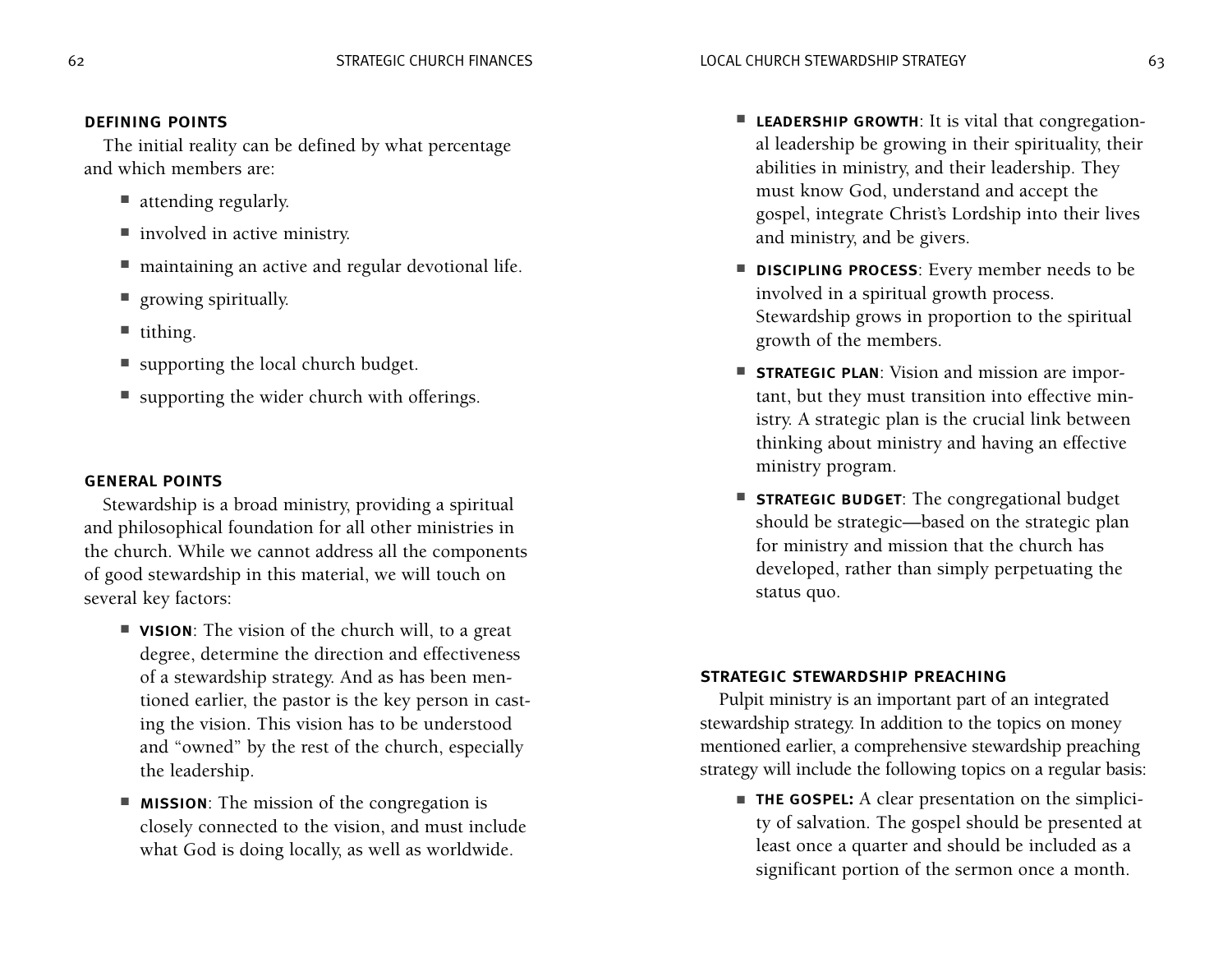### DEFINING POINTS

The initial reality can be defined by what percentage and which members are:

- attending regularly.
- involved in active ministry.
- maintaining an active and regular devotional life.
- growing spiritually.
- tithing.
- supporting the local church budget.
- supporting the wider church with offerings.

### GENERAL POINTS

Stewardship is a broad ministry, providing a spiritual and philosophical foundation for all other ministries in the church. While we cannot address all the components of good stewardship in this material, we will touch on several key factors:

- **VISION**: The vision of the church will, to a great degree, determine the direction and effectiveness of a stewardship strategy. And as has been mentioned earlier, the pastor is the key person in casting the vision. This vision has to be understood and "owned" by the rest of the church, especially the leadership.
- **MISSION**: The mission of the congregation is closely connected to the vision, and must include what God is doing locally, as well as worldwide.
- **LEADERSHIP GROWTH**: It is vital that congregational leadership be growing in their spirituality, their abilities in ministry, and their leadership. They must know God, understand and accept the gospel, integrate Christ's Lordship into their lives and ministry, and be givers.
- **DISCIPLING PROCESS**: Every member needs to be involved in a spiritual growth process. Stewardship grows in proportion to the spiritual growth of the members.
- **STRATEGIC PLAN**: Vision and mission are important, but they must transition into effective ministry. A strategic plan is the crucial link between thinking about ministry and having an effective ministry program.
- **STRATEGIC BUDGET**: The congregational budget should be strategic—based on the strategic plan for ministry and mission that the church has developed, rather than simply perpetuating the status quo.

### STRATEGIC STEWARDSHIP PREACHING

Pulpit ministry is an important part of an integrated stewardship strategy. In addition to the topics on money mentioned earlier, a comprehensive stewardship preaching strategy will include the following topics on a regular basis:

- **THE GOSPEL:** A clear presentation on the simplicity of salvation. The gospel should be presented at least once a quarter and should be included as a significant portion of the sermon once a month.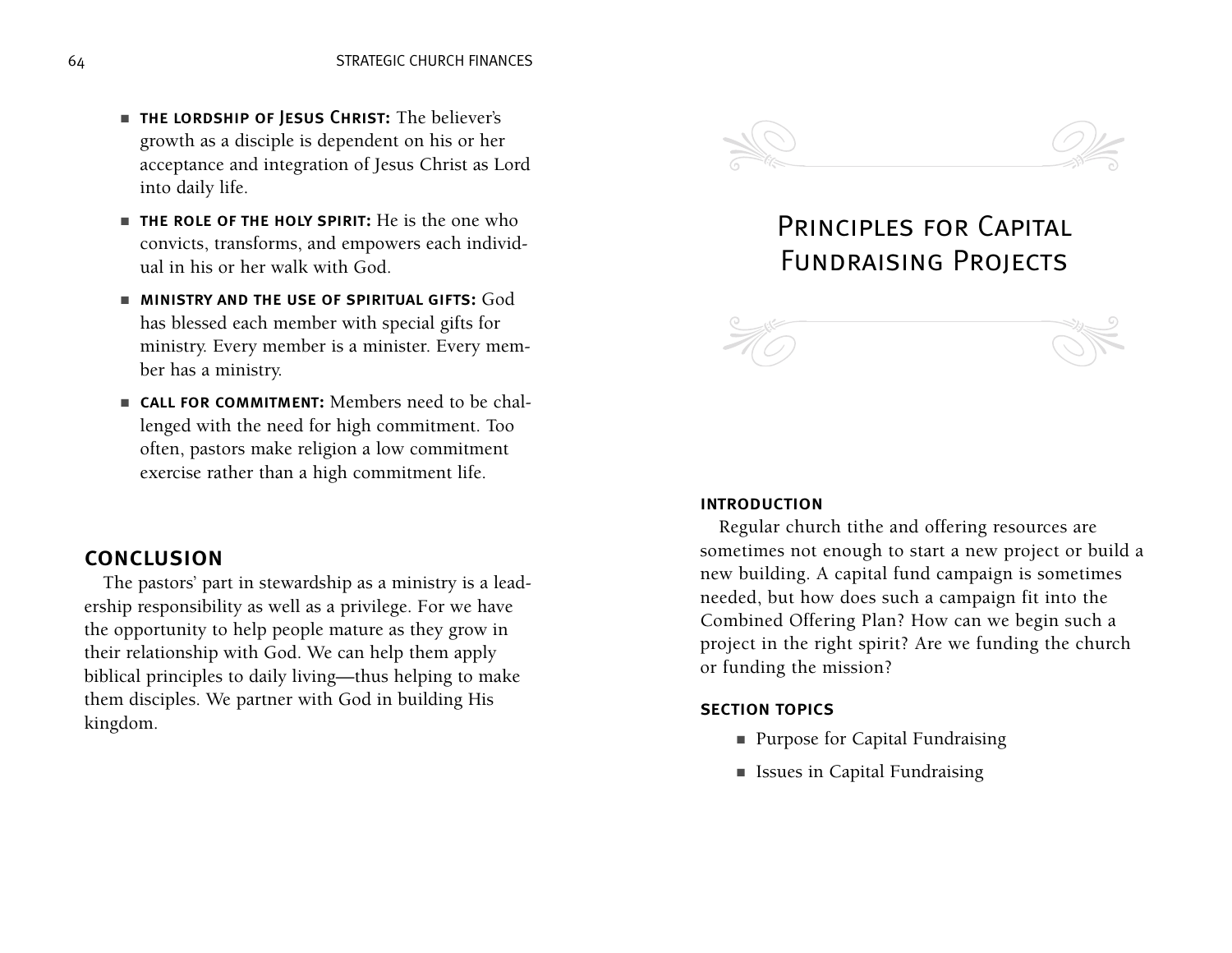- **THE LORDSHIP OF JESUS CHRIST:** The believer's growth as a disciple is dependent on his or her acceptance and integration of Jesus Christ as Lord into daily life.
- **THE ROLE OF THE HOLY SPIRIT:** He is the one who convicts, transforms, and empowers each individual in his or her walk with God.
- **MINISTRY AND THE USE OF SPIRITUAL GIFTS:** God has blessed each member with special gifts for ministry. Every member is a minister. Every member has a ministry.
- **CALL FOR COMMITMENT:** Members need to be challenged with the need for high commitment. Too often, pastors make religion a low commitment exercise rather than a high commitment life.

## CONCLUSION

The pastors' part in stewardship as a ministry is a leadership responsibility as well as a privilege. For we have the opportunity to help people mature as they grow in their relationship with God. We can help them apply biblical principles to daily living—thus helping to make them disciples. We partner with God in building His kingdom.

# Principles for Capital Fundraising Projects

### INTRODUCTION

Regular church tithe and offering resources are sometimes not enough to start a new project or build a new building. A capital fund campaign is sometimes needed, but how does such a campaign fit into the Combined Offering Plan? How can we begin such a project in the right spirit? Are we funding the church or funding the mission?

### SECTION TOPICS

- Purpose for Capital Fundraising
- Issues in Capital Fundraising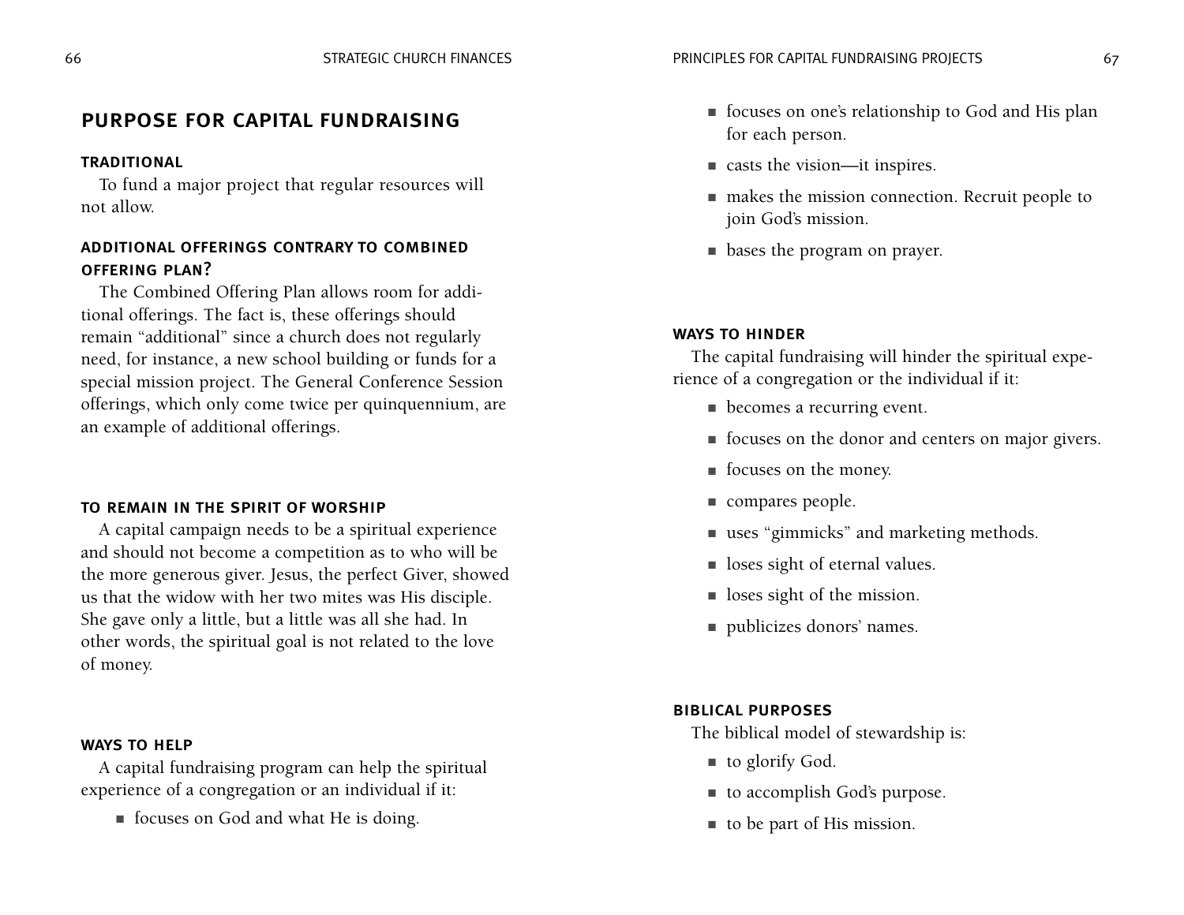## PURPOSE FOR CAPITAL FUNDRAISING

### TRADITIONAL

To fund a major project that regular resources will not allow.

### ADDITIONAL OFFERINGS CONTRARY TO COMBINED OFFERING PLAN?

The Combined Offering Plan allows room for additional offerings. The fact is, these offerings should remain "additional" since a church does not regularly need, for instance, a new school building or funds for a special mission project. The General Conference Session offerings, which only come twice per quinquennium, are an example of additional offerings.

### TO REMAIN IN THE SPIRIT OF WORSHIP

A capital campaign needs to be a spiritual experience and should not become a competition as to who will be the more generous giver. Jesus, the perfect Giver, showed us that the widow with her two mites was His disciple. She gave only a little, but a little was all she had. In other words, the spiritual goal is not related to the love of money.

### WAYS TO HELP

A capital fundraising program can help the spiritual experience of a congregation or an individual if it:

- focuses on God and what He is doing.
- focuses on one's relationship to God and His plan for each person.
- casts the vision—it inspires.
- makes the mission connection. Recruit people to join God's mission.
- bases the program on prayer.

### WAYS TO HINDER

The capital fundraising will hinder the spiritual experience of a congregation or the individual if it:

- becomes a recurring event.
- focuses on the donor and centers on major givers.
- focuses on the money.
- compares people.
- uses "gimmicks" and marketing methods.
- loses sight of eternal values.
- loses sight of the mission.
- publicizes donors' names.

### BIBLICAL PURPOSES

The biblical model of stewardship is:

- to glorify God.
- to accomplish God's purpose.
- to be part of His mission.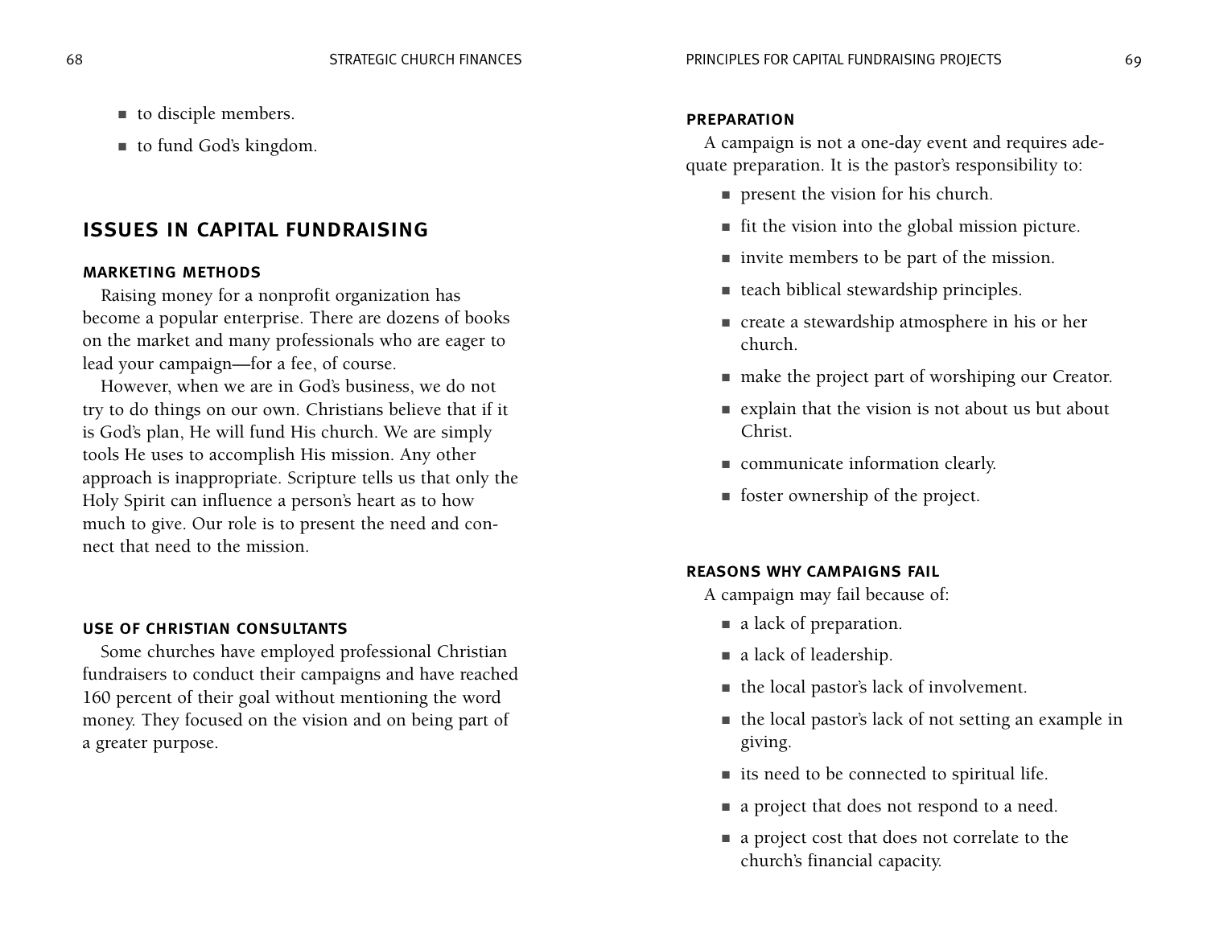- to disciple members.
- to fund God's kingdom.

## ISSUES IN CAPITAL FUNDRAISING

### MARKETING METHODS

Raising money for a nonprofit organization has become a popular enterprise. There are dozens of books on the market and many professionals who are eager to lead your campaign—for a fee, of course.

However, when we are in God's business, we do not try to do things on our own. Christians believe that if it is God's plan, He will fund His church. We are simply tools He uses to accomplish His mission. Any other approach is inappropriate. Scripture tells us that only the Holy Spirit can influence a person's heart as to how much to give. Our role is to present the need and connect that need to the mission.

### USE OF CHRISTIAN CONSULTANTS

Some churches have employed professional Christian fundraisers to conduct their campaigns and have reached 160 percent of their goal without mentioning the word money. They focused on the vision and on being part of a greater purpose.

### PREPARATION

A campaign is not a one-day event and requires adequate preparation. It is the pastor's responsibility to:

- present the vision for his church.
- fit the vision into the global mission picture.
- invite members to be part of the mission.
- teach biblical stewardship principles.
- create a stewardship atmosphere in his or her church.
- make the project part of worshiping our Creator.
- explain that the vision is not about us but about Christ.
- communicate information clearly.
- foster ownership of the project.

### REASONS WHY CAMPAIGNS FAIL

A campaign may fail because of:

- a lack of preparation.
- a lack of leadership.
- the local pastor's lack of involvement.
- the local pastor's lack of not setting an example in giving.
- its need to be connected to spiritual life.
- a project that does not respond to a need.
- a project cost that does not correlate to the church's financial capacity.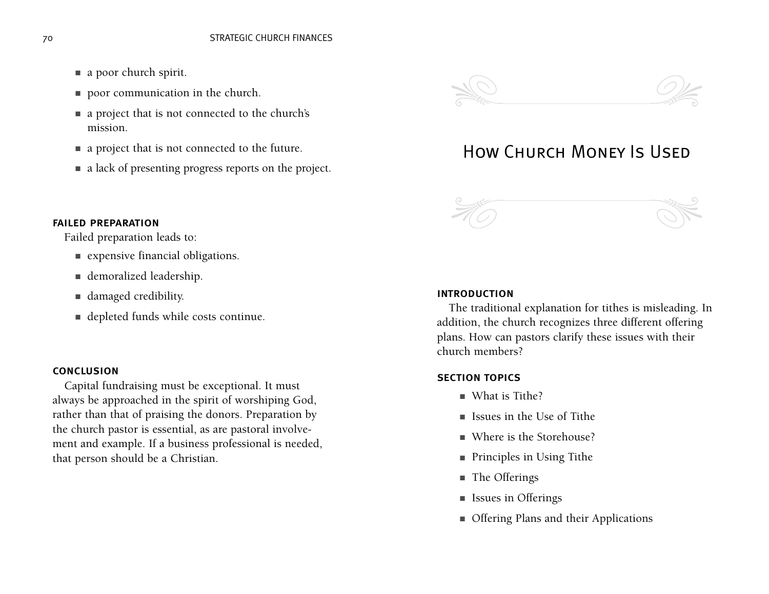- a poor church spirit.
- poor communication in the church.
- a project that is not connected to the church's mission.
- a project that is not connected to the future.
- a lack of presenting progress reports on the project.

### FAILED PREPARATION

Failed preparation leads to:

- expensive financial obligations.
- demoralized leadership.
- damaged credibility.
- depleted funds while costs continue.

### CONCLUSION

Capital fundraising must be exceptional. It must always be approached in the spirit of worshiping God, rather than that of praising the donors. Preparation by the church pastor is essential, as are pastoral involvement and example. If a business professional is needed, that person should be a Christian.

# How Church Money Is Used

### INTRODUCTION

The traditional explanation for tithes is misleading. In addition, the church recognizes three different offering plans. How can pastors clarify these issues with their church members?

### SECTION TOPICS

- What is Tithe?
- Issues in the Use of Tithe
- Where is the Storehouse?
- Principles in Using Tithe
- The Offerings
- Issues in Offerings
- Offering Plans and their Applications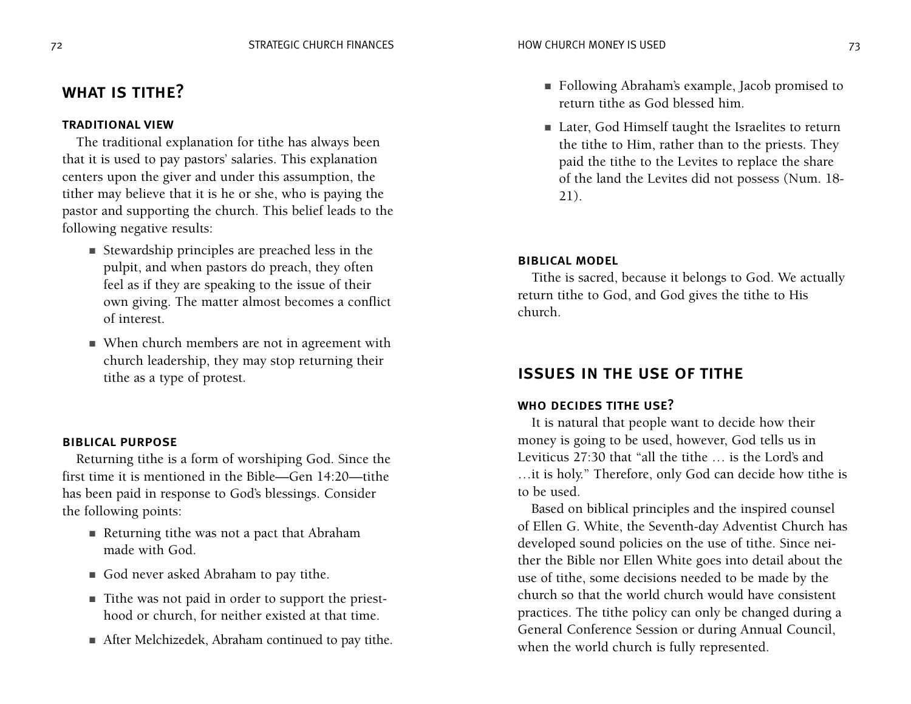## WHAT IS TITHE?

### TRADITIONAL VIEW

The traditional explanation for tithe has always been that it is used to pay pastors' salaries. This explanation centers upon the giver and under this assumption, the tither may believe that it is he or she, who is paying the pastor and supporting the church. This belief leads to the following negative results:

- Stewardship principles are preached less in the pulpit, and when pastors do preach, they often feel as if they are speaking to the issue of their own giving. The matter almost becomes a conflict of interest.
- When church members are not in agreement with church leadership, they may stop returning their tithe as a type of protest.

### BIBLICAL PURPOSE

Returning tithe is a form of worshiping God. Since the first time it is mentioned in the Bible—Gen 14:20—tithe has been paid in response to God's blessings. Consider the following points:

- Returning tithe was not a pact that Abraham made with God.
- God never asked Abraham to pay tithe.
- Tithe was not paid in order to support the priesthood or church, for neither existed at that time.
- After Melchizedek, Abraham continued to pay tithe.
- Following Abraham's example, Jacob promised to return tithe as God blessed him.
- Later, God Himself taught the Israelites to return the tithe to Him, rather than to the priests. They paid the tithe to the Levites to replace the share of the land the Levites did not possess (Num. 18-21).

### BIBLICAL MODEL

Tithe is sacred, because it belongs to God. We actually return tithe to God, and God gives the tithe to His church.

## ISSUES IN THE USE OF TITHE

### WHO DECIDES TITHE USE?

It is natural that people want to decide how their money is going to be used, however, God tells us in Leviticus 27:30 that "all the tithe … is the Lord's and …it is holy." Therefore, only God can decide how tithe is to be used.

Based on biblical principles and the inspired counsel of Ellen G. White, the Seventh-day Adventist Church has developed sound policies on the use of tithe. Since neither the Bible nor Ellen White goes into detail about the use of tithe, some decisions needed to be made by the church so that the world church would have consistent practices. The tithe policy can only be changed during a General Conference Session or during Annual Council, when the world church is fully represented.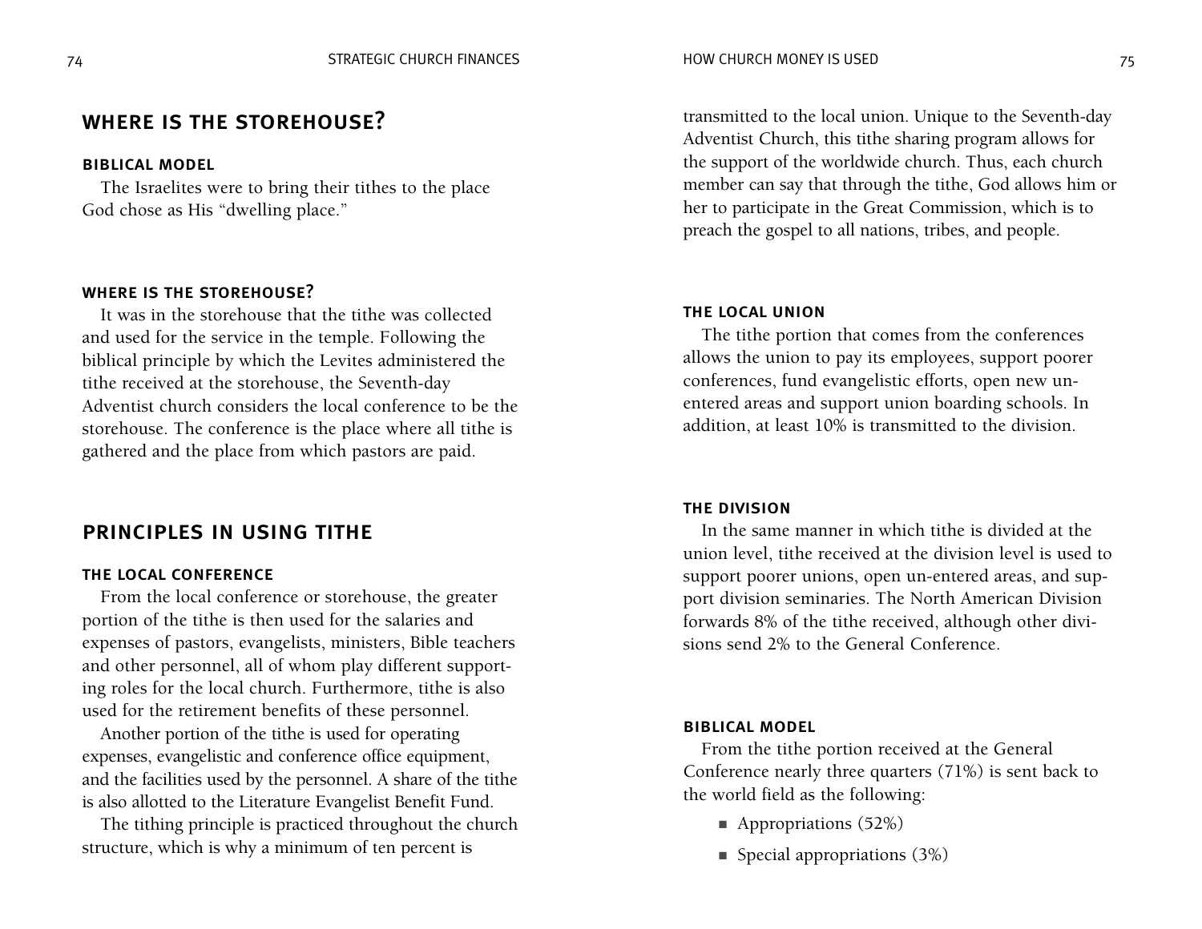## WHERE IS THE STOREHOUSE?

### BIBLICAL MODEL

The Israelites were to bring their tithes to the place God chose as His "dwelling place."

### WHERE IS THE STOREHOUSE?

It was in the storehouse that the tithe was collected and used for the service in the temple. Following the biblical principle by which the Levites administered the tithe received at the storehouse, the Seventh-day Adventist church considers the local conference to be the storehouse. The conference is the place where all tithe is gathered and the place from which pastors are paid.

## PRINCIPLES IN USING TITHE

### THE LOCAL CONFERENCE

From the local conference or storehouse, the greater portion of the tithe is then used for the salaries and expenses of pastors, evangelists, ministers, Bible teachers and other personnel, all of whom play different supporting roles for the local church. Furthermore, tithe is also used for the retirement benefits of these personnel.

Another portion of the tithe is used for operating expenses, evangelistic and conference office equipment, and the facilities used by the personnel. A share of the tithe is also allotted to the Literature Evangelist Benefit Fund.

The tithing principle is practiced throughout the church structure, which is why a minimum of ten percent is transmitted to the local union. Unique to the Seventh-day Adventist Church, this tithe sharing program allows for the support of the worldwide church. Thus, each church member can say that through the tithe, God allows him or her to participate in the Great Commission, which is to preach the gospel to all nations, tribes, and people.

### THE LOCAL UNION

The tithe portion that comes from the conferences allows the union to pay its employees, support poorer conferences, fund evangelistic efforts, open new un-entered areas and support union boarding schools. In addition, at least 10% is transmitted to the division.

### THE DIVISION

In the same manner in which tithe is divided at the union level, tithe received at the division level is used to support poorer unions, open un-entered areas, and support division seminaries. The North American Division forwards 8% of the tithe received, although other divisions send 2% to the General Conference.

### BIBLICAL MODEL

From the tithe portion received at the General Conference nearly three quarters (71%) is sent back to the world field as the following:

- Appropriations (52%)
- Special appropriations (3%)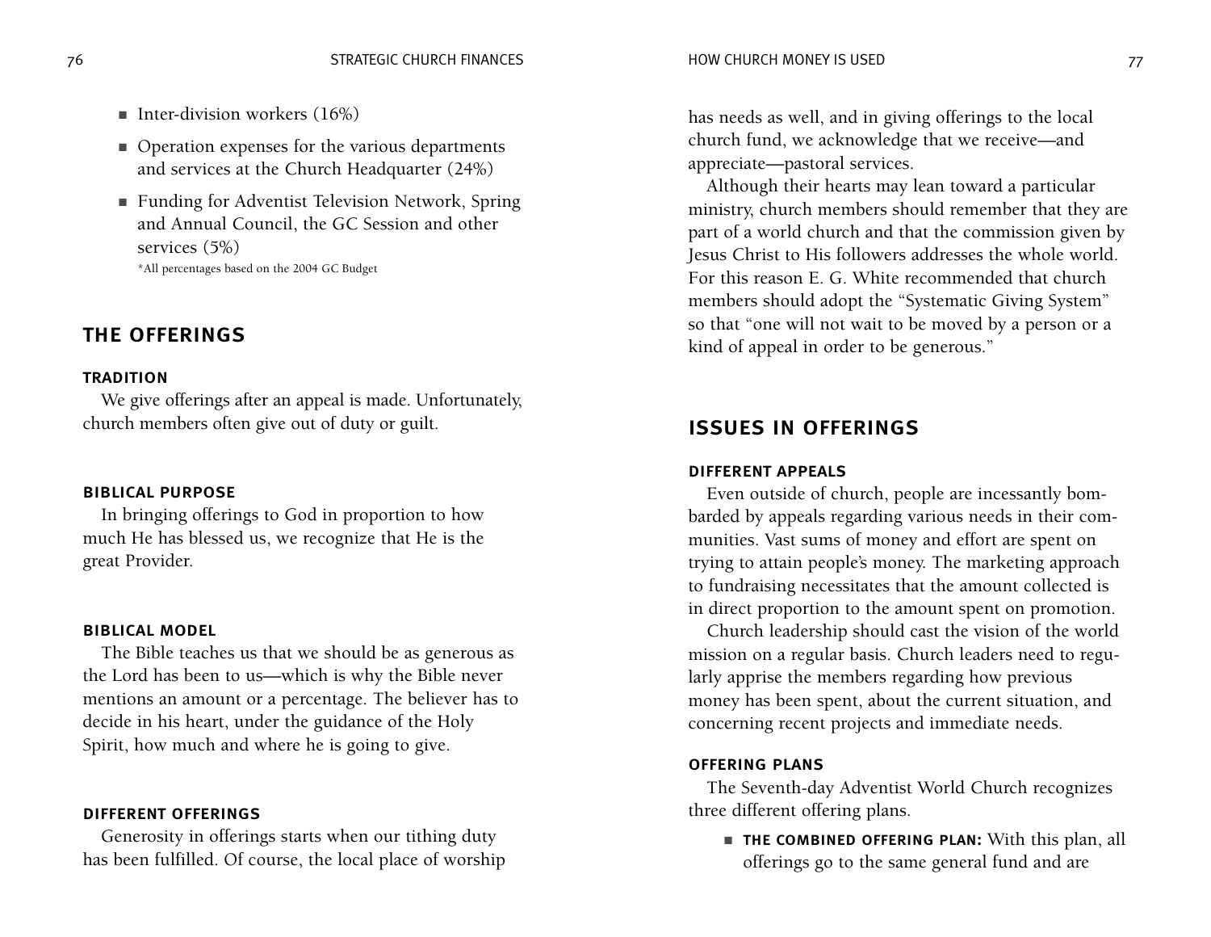- Inter-division workers (16%)
- Operation expenses for the various departments and services at the Church Headquarter (24%)
- Funding for Adventist Television Network, Spring and Annual Council, the GC Session and other services (5%)

*All percentages based on the 2004 GC Budget

## THE OFFERINGS

### TRADITION

We give offerings after an appeal is made. Unfortunately, church members often give out of duty or guilt.

### BIBLICAL PURPOSE

In bringing offerings to God in proportion to how much He has blessed us, we recognize that He is the great Provider.

### BIBLICAL MODEL

The Bible teaches us that we should be as generous as the Lord has been to us—which is why the Bible never mentions an amount or a percentage. The believer has to decide in his heart, under the guidance of the Holy Spirit, how much and where he is going to give.

### DIFFERENT OFFERINGS

Generosity in offerings starts when our tithing duty has been fulfilled. Of course, the local place of worship has needs as well, and in giving offerings to the local church fund, we acknowledge that we receive—and appreciate—pastoral services.

Although their hearts may lean toward a particular ministry, church members should remember that they are part of a world church and that the commission given by Jesus Christ to His followers addresses the whole world. For this reason E. G. White recommended that church members should adopt the "Systematic Giving System" so that "one will not wait to be moved by a person or a kind of appeal in order to be generous."

## ISSUES IN OFFERINGS

### DIFFERENT APPEALS

Even outside of church, people are incessantly bombarded by appeals regarding various needs in their communities. Vast sums of money and effort are spent on trying to attain people's money. The marketing approach to fundraising necessitates that the amount collected is in direct proportion to the amount spent on promotion.

Church leadership should cast the vision of the world mission on a regular basis. Church leaders need to regularly apprise the members regarding how previous money has been spent, about the current situation, and concerning recent projects and immediate needs.

### OFFERING PLANS

The Seventh-day Adventist World Church recognizes three different offering plans.

- **THE COMBINED OFFERING PLAN:** With this plan, all offerings go to the same general fund and are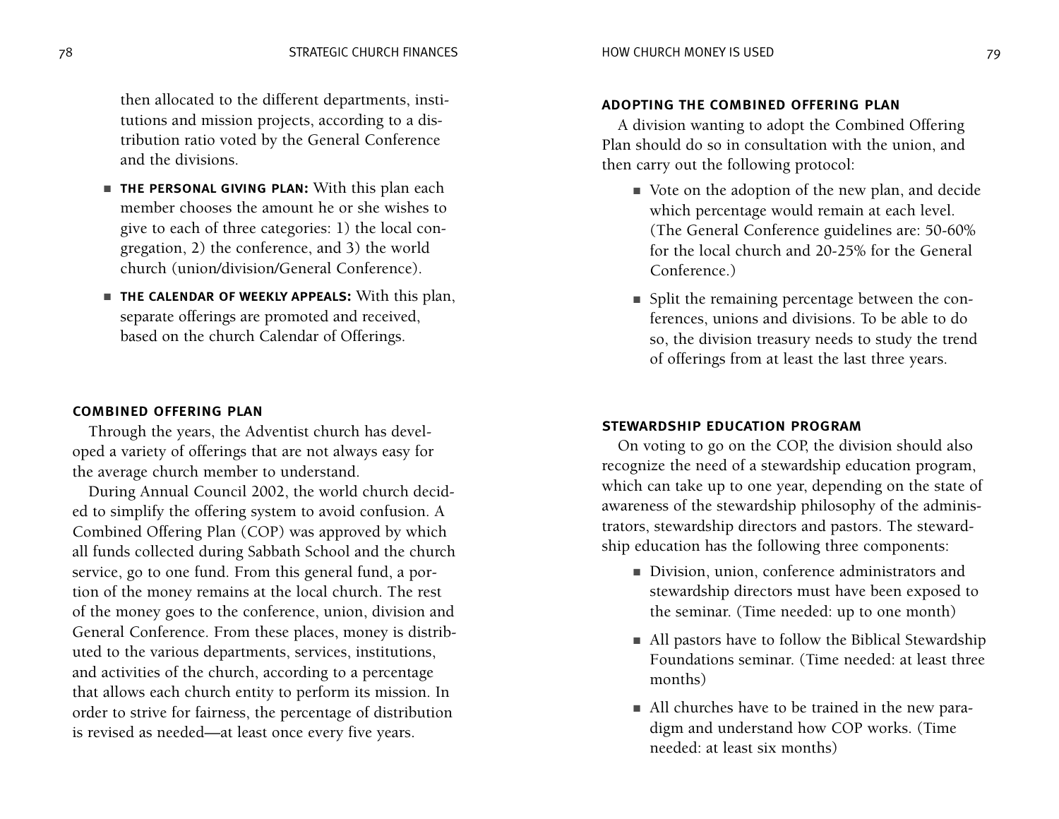then allocated to the different departments, institutions and mission projects, according to a distribution ratio voted by the General Conference and the divisions.

- **THE PERSONAL GIVING PLAN:** With this plan each member chooses the amount he or she wishes to give to each of three categories: 1) the local congregation, 2) the conference, and 3) the world church (union/division/General Conference).
- **THE CALENDAR OF WEEKLY APPEALS:** With this plan, separate offerings are promoted and received, based on the church Calendar of Offerings.

### COMBINED OFFERING PLAN

Through the years, the Adventist church has developed a variety of offerings that are not always easy for the average church member to understand.

During Annual Council 2002, the world church decided to simplify the offering system to avoid confusion. A Combined Offering Plan (COP) was approved by which all funds collected during Sabbath School and the church service, go to one fund. From this general fund, a portion of the money remains at the local church. The rest of the money goes to the conference, union, division and General Conference. From these places, money is distributed to the various departments, services, institutions, and activities of the church, according to a percentage that allows each church entity to perform its mission. In order to strive for fairness, the percentage of distribution is revised as needed—at least once every five years.

### ADOPTING THE COMBINED OFFERING PLAN

A division wanting to adopt the Combined Offering Plan should do so in consultation with the union, and then carry out the following protocol:

- Vote on the adoption of the new plan, and decide which percentage would remain at each level. (The General Conference guidelines are: 50-60% for the local church and 20-25% for the General Conference.)
- Split the remaining percentage between the conferences, unions and divisions. To be able to do so, the division treasury needs to study the trend of offerings from at least the last three years.

### STEWARDSHIP EDUCATION PROGRAM

On voting to go on the COP, the division should also recognize the need of a stewardship education program, which can take up to one year, depending on the state of awareness of the stewardship philosophy of the administrators, stewardship directors and pastors. The stewardship education has the following three components:

- Division, union, conference administrators and stewardship directors must have been exposed to the seminar. (Time needed: up to one month)
- All pastors have to follow the Biblical Stewardship Foundations seminar. (Time needed: at least three months)
- All churches have to be trained in the new paradigm and understand how COP works. (Time needed: at least six months)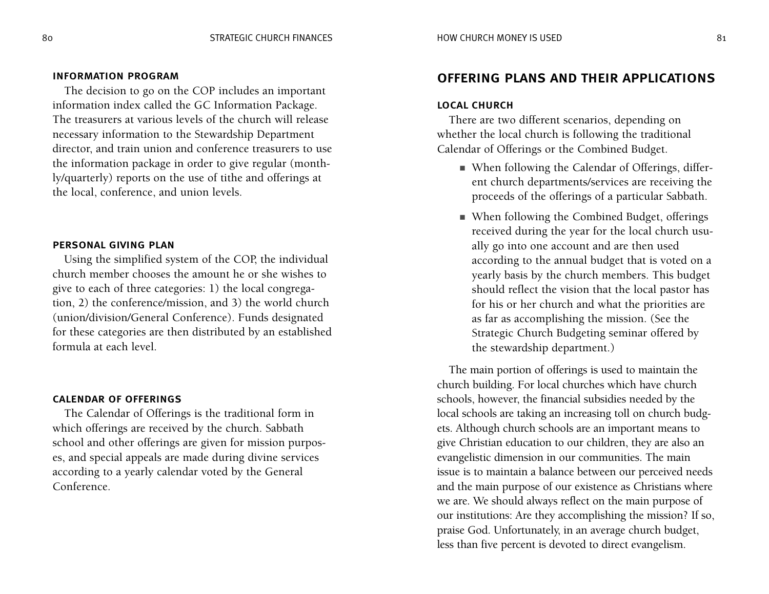### INFORMATION PROGRAM

The decision to go on the COP includes an important information index called the GC Information Package. The treasurers at various levels of the church will release necessary information to the Stewardship Department director, and train union and conference treasurers to use the information package in order to give regular (monthly/quarterly) reports on the use of tithe and offerings at the local, conference, and union levels.

### PERSONAL GIVING PLAN

Using the simplified system of the COP, the individual church member chooses the amount he or she wishes to give to each of three categories: 1) the local congregation, 2) the conference/mission, and 3) the world church (union/division/General Conference). Funds designated for these categories are then distributed by an established formula at each level.

### CALENDAR OF OFFERINGS

The Calendar of Offerings is the traditional form in which offerings are received by the church. Sabbath school and other offerings are given for mission purposes, and special appeals are made during divine services according to a yearly calendar voted by the General Conference.

## OFFERING PLANS AND THEIR APPLICATIONS

### LOCAL CHURCH

There are two different scenarios, depending on whether the local church is following the traditional Calendar of Offerings or the Combined Budget.

- When following the Calendar of Offerings, different church departments/services are receiving the proceeds of the offerings of a particular Sabbath.
- When following the Combined Budget, offerings received during the year for the local church usually go into one account and are then used according to the annual budget that is voted on a yearly basis by the church members. This budget should reflect the vision that the local pastor has for his or her church and what the priorities are as far as accomplishing the mission. (See the Strategic Church Budgeting seminar offered by the stewardship department.)

The main portion of offerings is used to maintain the church building. For local churches which have church schools, however, the financial subsidies needed by the local schools are taking an increasing toll on church budgets. Although church schools are an important means to give Christian education to our children, they are also an evangelistic dimension in our communities. The main issue is to maintain a balance between our perceived needs and the main purpose of our existence as Christians where we are. We should always reflect on the main purpose of our institutions: Are they accomplishing the mission? If so, praise God. Unfortunately, in an average church budget, less than five percent is devoted to direct evangelism.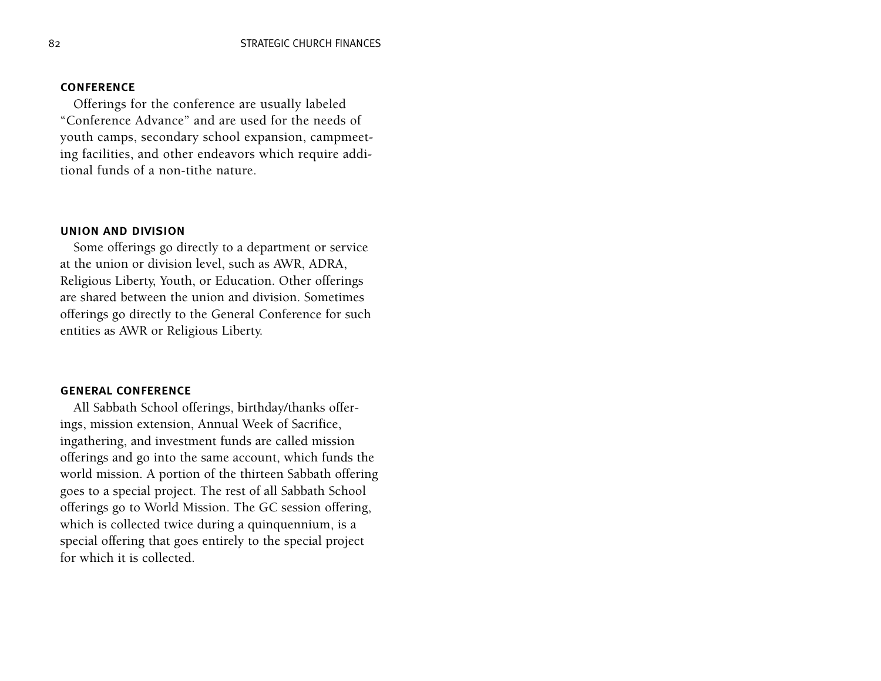### CONFERENCE

Offerings for the conference are usually labeled "Conference Advance" and are used for the needs of youth camps, secondary school expansion, campmeeting facilities, and other endeavors which require additional funds of a non-tithe nature.

### UNION AND DIVISION

Some offerings go directly to a department or service at the union or division level, such as AWR, ADRA, Religious Liberty, Youth, or Education. Other offerings are shared between the union and division. Sometimes offerings go directly to the General Conference for such entities as AWR or Religious Liberty.

### GENERAL CONFERENCE

All Sabbath School offerings, birthday/thanks offerings, mission extension, Annual Week of Sacrifice, ingathering, and investment funds are called mission offerings and go into the same account, which funds the world mission. A portion of the thirteen Sabbath offering goes to a special project. The rest of all Sabbath School offerings go to World Mission. The GC session offering, which is collected twice during a quinquennium, is a special offering that goes entirely to the special project for which it is collected.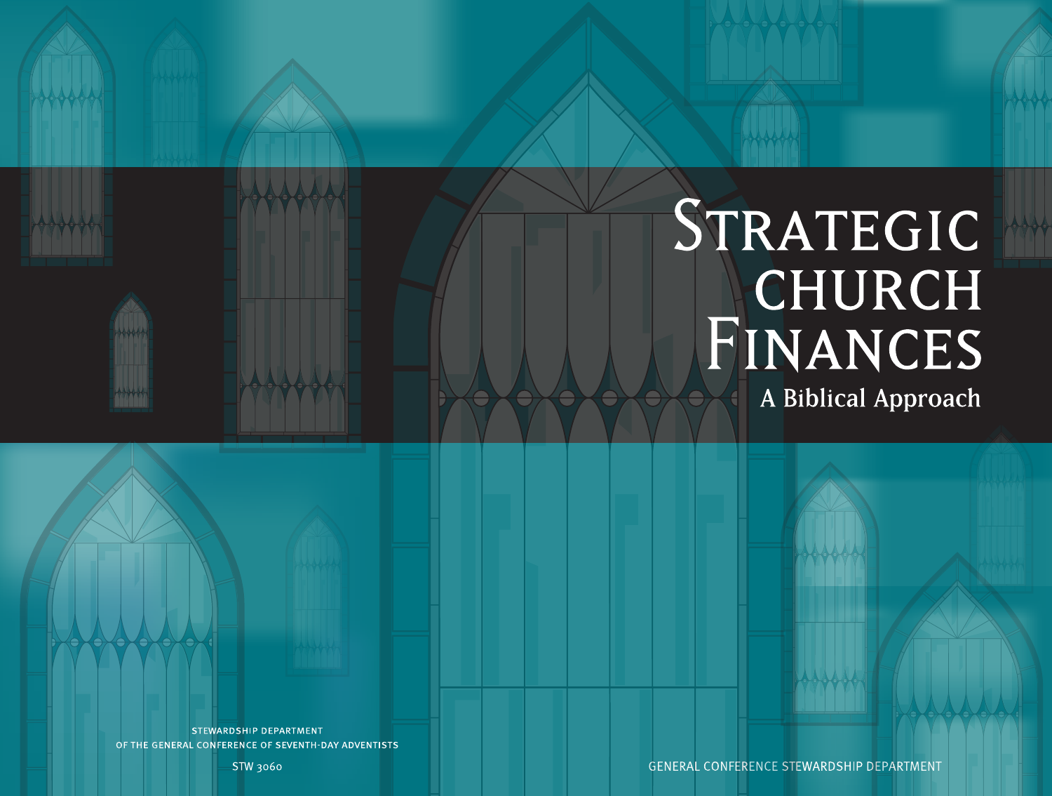# Strategic Church Finances

## A Biblical Approach

STEWARDSHIP DEPARTMENT
OF THE GENERAL CONFERENCE OF SEVENTH-DAY ADVENTISTS

STW 3060

GENERAL CONFERENCE STEWARDSHIP DEPARTMENT